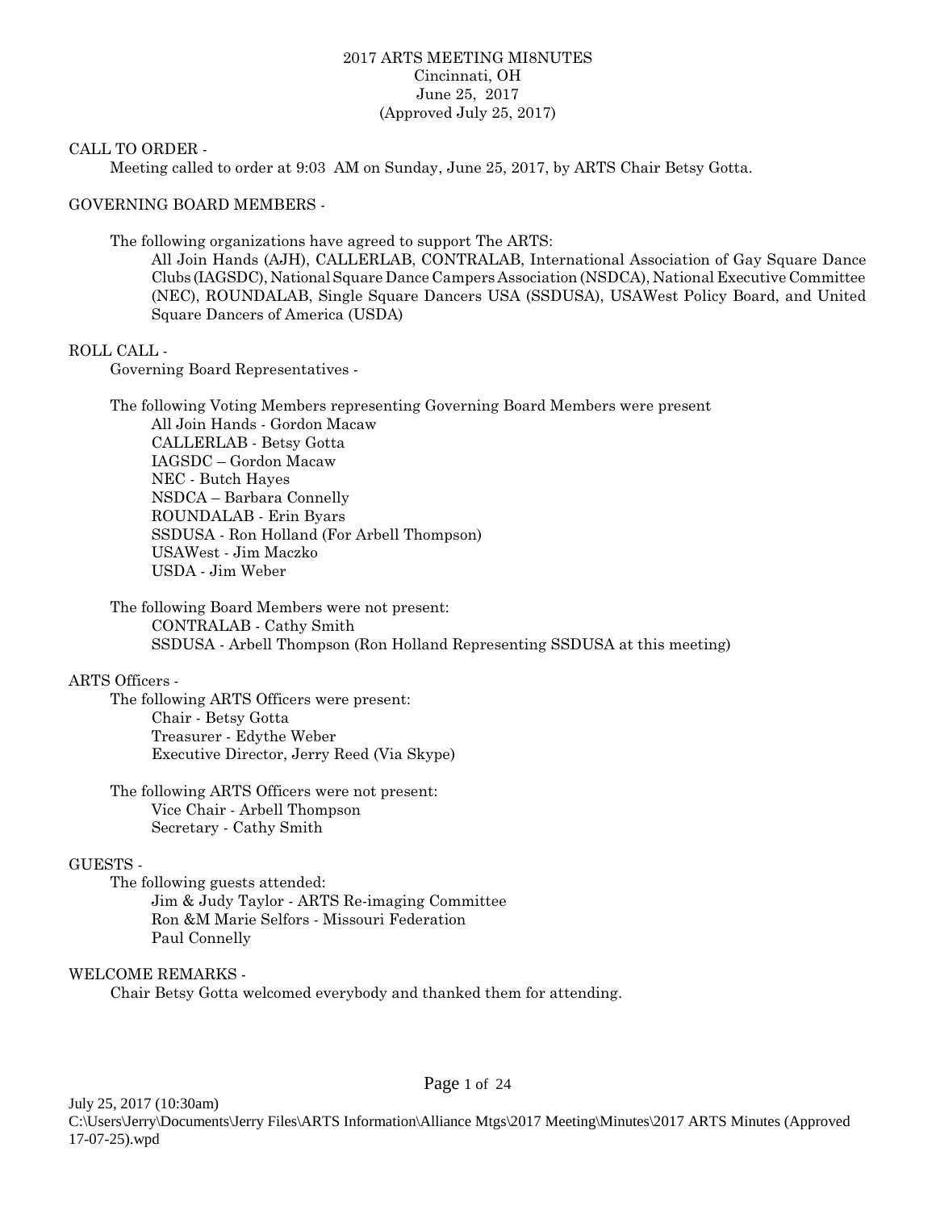# 2017 ARTS MEETING MI8NUTES
Cincinnati, OH
June 25, 2017
(Approved July 25, 2017)

## CALL TO ORDER -

Meeting called to order at 9:03 AM on Sunday, June 25, 2017, by ARTS Chair Betsy Gotta.

## GOVERNING BOARD MEMBERS -

The following organizations have agreed to support The ARTS:

All Join Hands (AJH), CALLERLAB, CONTRALAB, International Association of Gay Square Dance Clubs (IAGSDC), National Square Dance Campers Association (NSDCA), National Executive Committee (NEC), ROUNDALAB, Single Square Dancers USA (SSDUSA), USAWest Policy Board, and United Square Dancers of America (USDA)

## ROLL CALL -

Governing Board Representatives -

The following Voting Members representing Governing Board Members were present

- All Join Hands - Gordon Macaw
- CALLERLAB - Betsy Gotta
- IAGSDC – Gordon Macaw
- NEC - Butch Hayes
- NSDCA – Barbara Connelly
- ROUNDALAB - Erin Byars
- SSDUSA - Ron Holland (For Arbell Thompson)
- USAWest - Jim Maczko
- USDA - Jim Weber

The following Board Members were not present:

- CONTRALAB - Cathy Smith
- SSDUSA - Arbell Thompson (Ron Holland Representing SSDUSA at this meeting)

ARTS Officers -

The following ARTS Officers were present:

- Chair - Betsy Gotta
- Treasurer - Edythe Weber
- Executive Director, Jerry Reed (Via Skype)

The following ARTS Officers were not present:

- Vice Chair - Arbell Thompson
- Secretary - Cathy Smith

## GUESTS -

The following guests attended:

- Jim & Judy Taylor - ARTS Re-imaging Committee
- Ron &M Marie Selfors - Missouri Federation
- Paul Connelly

## WELCOME REMARKS -

Chair Betsy Gotta welcomed everybody and thanked them for attending.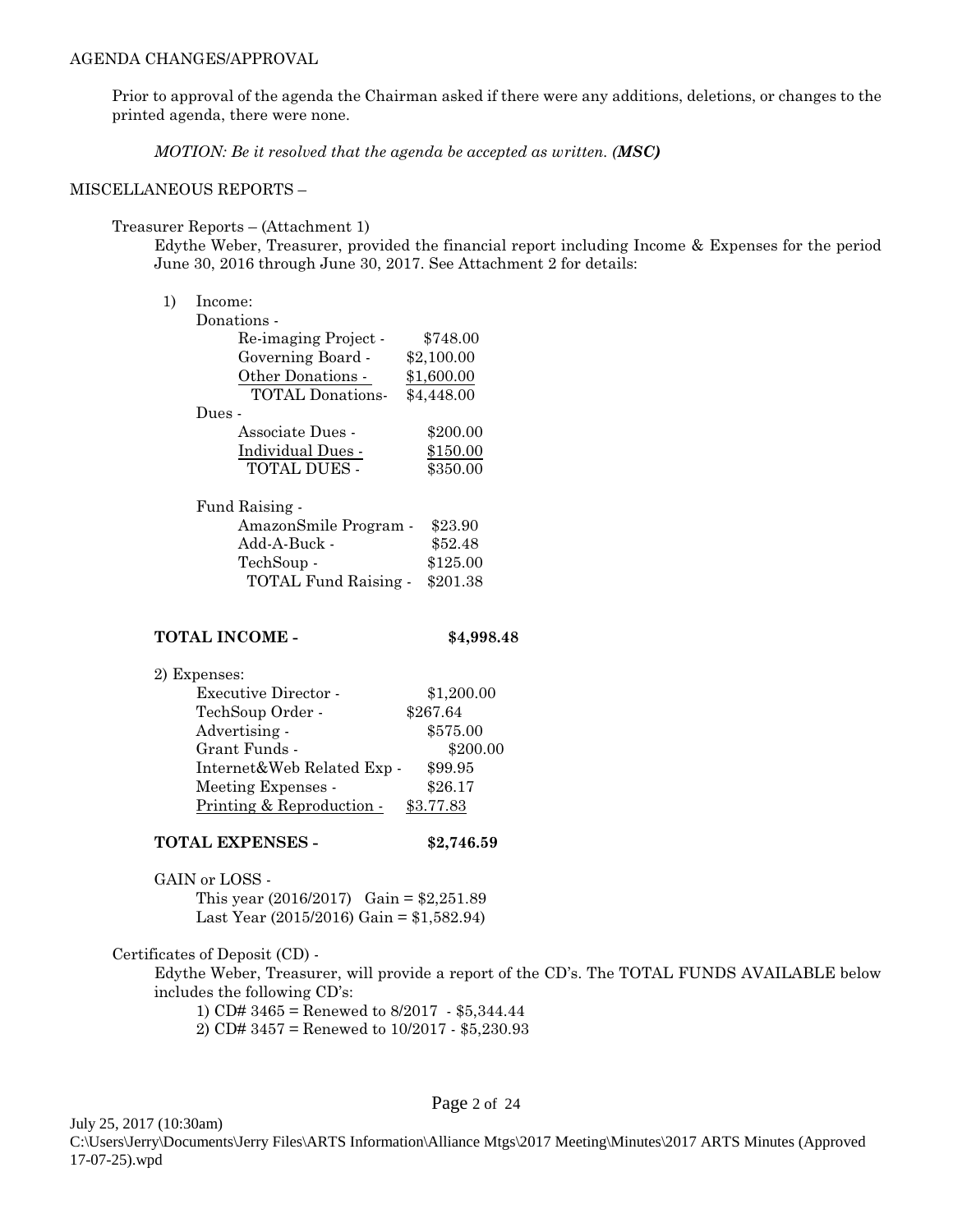AGENDA CHANGES/APPROVAL

Prior to approval of the agenda the Chairman asked if there were any additions, deletions, or changes to the printed agenda, there were none.

*MOTION: Be it resolved that the agenda be accepted as written. (**MSC**)*

MISCELLANEOUS REPORTS –

Treasurer Reports – (Attachment 1)

Edythe Weber, Treasurer, provided the financial report including Income & Expenses for the period June 30, 2016 through June 30, 2017. See Attachment 2 for details:

1) Income:

Donations -

| | |
|---|---|
| Re-imaging Project - | $748.00 |
| Governing Board - | $2,100.00 |
| Other Donations - | $1,600.00 |
| TOTAL Donations- | $4,448.00 |

Dues -

| | |
|---|---|
| Associate Dues - | $200.00 |
| Individual Dues - | $150.00 |
| TOTAL DUES - | $350.00 |

Fund Raising -

| | |
|---|---|
| AmazonSmile Program - | $23.90 |
| Add-A-Buck - | $52.48 |
| TechSoup - | $125.00 |
| TOTAL Fund Raising - | $201.38 |

**TOTAL INCOME - $4,998.48**

2) Expenses:

| | |
|---|---|
| Executive Director - | $1,200.00 |
| TechSoup Order - | $267.64 |
| Advertising - | $575.00 |
| Grant Funds - | $200.00 |
| Internet&Web Related Exp - | $99.95 |
| Meeting Expenses - | $26.17 |
| Printing & Reproduction - | $3.77.83 |

**TOTAL EXPENSES - $2,746.59**

GAIN or LOSS -

This year (2016/2017) Gain = $2,251.89

Last Year (2015/2016) Gain = $1,582.94)

Certificates of Deposit (CD) -

Edythe Weber, Treasurer, will provide a report of the CD's. The TOTAL FUNDS AVAILABLE below includes the following CD's:

1) CD# 3465 = Renewed to 8/2017 - $5,344.44

2) CD# 3457 = Renewed to 10/2017 - $5,230.93

July 25, 2017 (10:30am)

C:\Users\Jerry\Documents\Jerry Files\ARTS Information\Alliance Mtgs\2017 Meeting\Minutes\2017 ARTS Minutes (Approved 17-07-25).wpd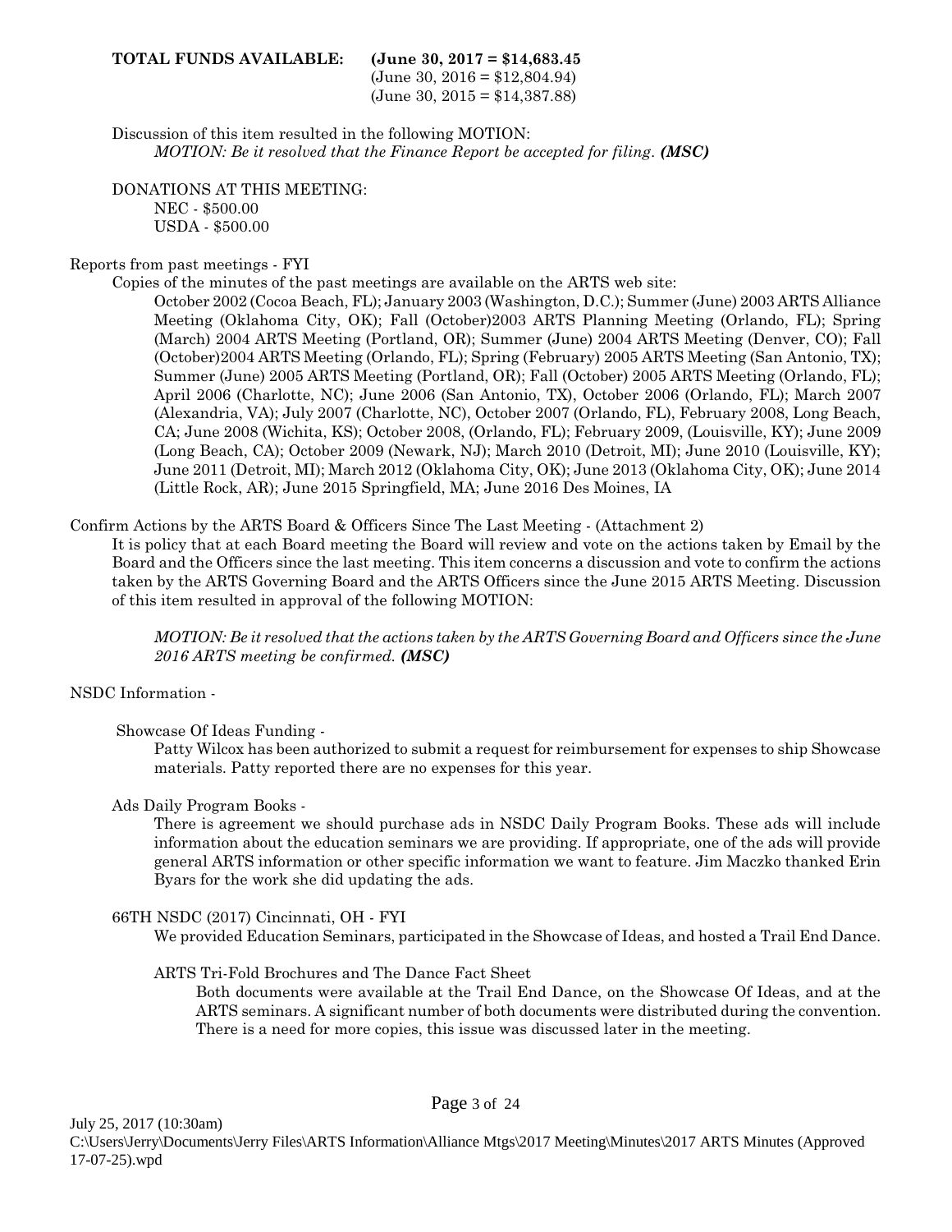**TOTAL FUNDS AVAILABLE: (June 30, 2017 = $14,683.45**
(June 30, 2016 = $12,804.94)
(June 30, 2015 = $14,387.88)

Discussion of this item resulted in the following MOTION:
*MOTION: Be it resolved that the Finance Report be accepted for filing.* ***(MSC)***

DONATIONS AT THIS MEETING:
NEC - $500.00
USDA - $500.00

Reports from past meetings - FYI

Copies of the minutes of the past meetings are available on the ARTS web site:

October 2002 (Cocoa Beach, FL); January 2003 (Washington, D.C.); Summer (June) 2003 ARTS Alliance Meeting (Oklahoma City, OK); Fall (October)2003 ARTS Planning Meeting (Orlando, FL); Spring (March) 2004 ARTS Meeting (Portland, OR); Summer (June) 2004 ARTS Meeting (Denver, CO); Fall (October)2004 ARTS Meeting (Orlando, FL); Spring (February) 2005 ARTS Meeting (San Antonio, TX); Summer (June) 2005 ARTS Meeting (Portland, OR); Fall (October) 2005 ARTS Meeting (Orlando, FL); April 2006 (Charlotte, NC); June 2006 (San Antonio, TX), October 2006 (Orlando, FL); March 2007 (Alexandria, VA); July 2007 (Charlotte, NC), October 2007 (Orlando, FL), February 2008, Long Beach, CA; June 2008 (Wichita, KS); October 2008, (Orlando, FL); February 2009, (Louisville, KY); June 2009 (Long Beach, CA); October 2009 (Newark, NJ); March 2010 (Detroit, MI); June 2010 (Louisville, KY); June 2011 (Detroit, MI); March 2012 (Oklahoma City, OK); June 2013 (Oklahoma City, OK); June 2014 (Little Rock, AR); June 2015 Springfield, MA; June 2016 Des Moines, IA

Confirm Actions by the ARTS Board & Officers Since The Last Meeting - (Attachment 2)

It is policy that at each Board meeting the Board will review and vote on the actions taken by Email by the Board and the Officers since the last meeting. This item concerns a discussion and vote to confirm the actions taken by the ARTS Governing Board and the ARTS Officers since the June 2015 ARTS Meeting. Discussion of this item resulted in approval of the following MOTION:

*MOTION: Be it resolved that the actions taken by the ARTS Governing Board and Officers since the June 2016 ARTS meeting be confirmed.* ***(MSC)***

NSDC Information -

Showcase Of Ideas Funding -

Patty Wilcox has been authorized to submit a request for reimbursement for expenses to ship Showcase materials. Patty reported there are no expenses for this year.

Ads Daily Program Books -

There is agreement we should purchase ads in NSDC Daily Program Books. These ads will include information about the education seminars we are providing. If appropriate, one of the ads will provide general ARTS information or other specific information we want to feature. Jim Maczko thanked Erin Byars for the work she did updating the ads.

66TH NSDC (2017) Cincinnati, OH - FYI

We provided Education Seminars, participated in the Showcase of Ideas, and hosted a Trail End Dance.

ARTS Tri-Fold Brochures and The Dance Fact Sheet

Both documents were available at the Trail End Dance, on the Showcase Of Ideas, and at the ARTS seminars. A significant number of both documents were distributed during the convention. There is a need for more copies, this issue was discussed later in the meeting.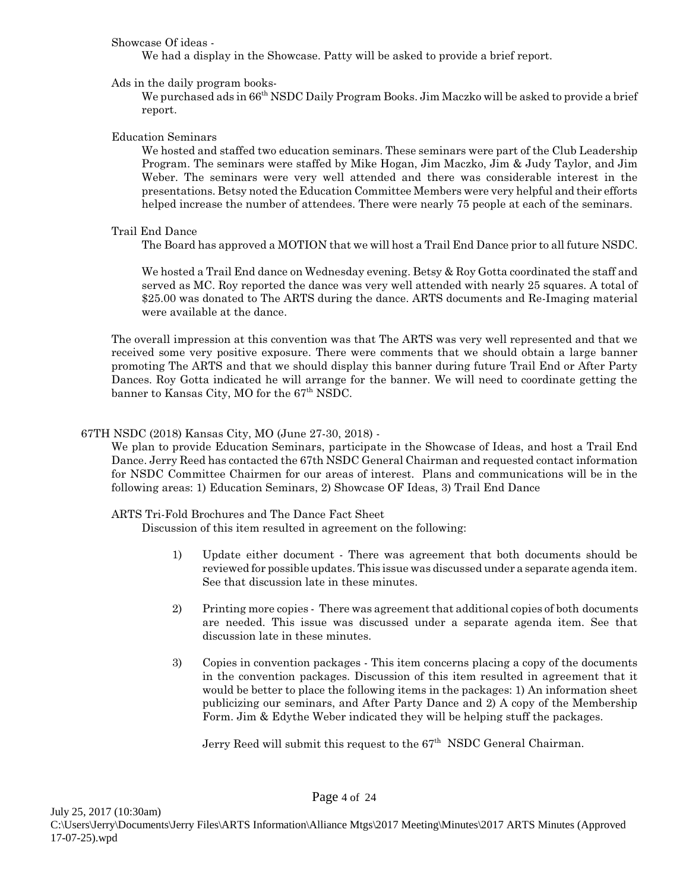Showcase Of ideas -

We had a display in the Showcase. Patty will be asked to provide a brief report.

Ads in the daily program books-

We purchased ads in 66th NSDC Daily Program Books. Jim Maczko will be asked to provide a brief report.

Education Seminars

We hosted and staffed two education seminars. These seminars were part of the Club Leadership Program. The seminars were staffed by Mike Hogan, Jim Maczko, Jim & Judy Taylor, and Jim Weber. The seminars were very well attended and there was considerable interest in the presentations. Betsy noted the Education Committee Members were very helpful and their efforts helped increase the number of attendees. There were nearly 75 people at each of the seminars.

Trail End Dance

The Board has approved a MOTION that we will host a Trail End Dance prior to all future NSDC.

We hosted a Trail End dance on Wednesday evening. Betsy & Roy Gotta coordinated the staff and served as MC. Roy reported the dance was very well attended with nearly 25 squares. A total of $25.00 was donated to The ARTS during the dance. ARTS documents and Re-Imaging material were available at the dance.

The overall impression at this convention was that The ARTS was very well represented and that we received some very positive exposure. There were comments that we should obtain a large banner promoting The ARTS and that we should display this banner during future Trail End or After Party Dances. Roy Gotta indicated he will arrange for the banner. We will need to coordinate getting the banner to Kansas City, MO for the 67th NSDC.

67TH NSDC (2018) Kansas City, MO (June 27-30, 2018) -

We plan to provide Education Seminars, participate in the Showcase of Ideas, and host a Trail End Dance. Jerry Reed has contacted the 67th NSDC General Chairman and requested contact information for NSDC Committee Chairmen for our areas of interest. Plans and communications will be in the following areas: 1) Education Seminars, 2) Showcase OF Ideas, 3) Trail End Dance

ARTS Tri-Fold Brochures and The Dance Fact Sheet

Discussion of this item resulted in agreement on the following:

1) Update either document - There was agreement that both documents should be reviewed for possible updates. This issue was discussed under a separate agenda item. See that discussion late in these minutes.

2) Printing more copies - There was agreement that additional copies of both documents are needed. This issue was discussed under a separate agenda item. See that discussion late in these minutes.

3) Copies in convention packages - This item concerns placing a copy of the documents in the convention packages. Discussion of this item resulted in agreement that it would be better to place the following items in the packages: 1) An information sheet publicizing our seminars, and After Party Dance and 2) A copy of the Membership Form. Jim & Edythe Weber indicated they will be helping stuff the packages.

   Jerry Reed will submit this request to the 67th NSDC General Chairman.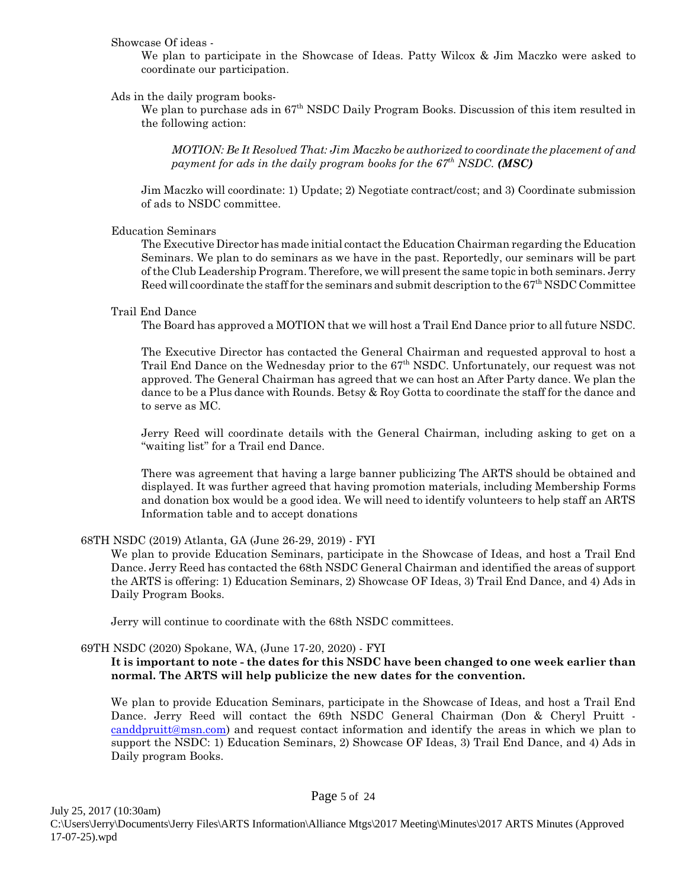Showcase Of ideas -

We plan to participate in the Showcase of Ideas. Patty Wilcox & Jim Maczko were asked to coordinate our participation.

Ads in the daily program books-

We plan to purchase ads in 67th NSDC Daily Program Books. Discussion of this item resulted in the following action:

*MOTION: Be It Resolved That: Jim Maczko be authorized to coordinate the placement of and payment for ads in the daily program books for the 67th NSDC.* ***(MSC)***

Jim Maczko will coordinate: 1) Update; 2) Negotiate contract/cost; and 3) Coordinate submission of ads to NSDC committee.

Education Seminars

The Executive Director has made initial contact the Education Chairman regarding the Education Seminars. We plan to do seminars as we have in the past. Reportedly, our seminars will be part of the Club Leadership Program. Therefore, we will present the same topic in both seminars. Jerry Reed will coordinate the staff for the seminars and submit description to the 67th NSDC Committee

Trail End Dance

The Board has approved a MOTION that we will host a Trail End Dance prior to all future NSDC.

The Executive Director has contacted the General Chairman and requested approval to host a Trail End Dance on the Wednesday prior to the 67th NSDC. Unfortunately, our request was not approved. The General Chairman has agreed that we can host an After Party dance. We plan the dance to be a Plus dance with Rounds. Betsy & Roy Gotta to coordinate the staff for the dance and to serve as MC.

Jerry Reed will coordinate details with the General Chairman, including asking to get on a "waiting list" for a Trail end Dance.

There was agreement that having a large banner publicizing The ARTS should be obtained and displayed. It was further agreed that having promotion materials, including Membership Forms and donation box would be a good idea. We will need to identify volunteers to help staff an ARTS Information table and to accept donations

68TH NSDC (2019) Atlanta, GA (June 26-29, 2019) - FYI

We plan to provide Education Seminars, participate in the Showcase of Ideas, and host a Trail End Dance. Jerry Reed has contacted the 68th NSDC General Chairman and identified the areas of support the ARTS is offering: 1) Education Seminars, 2) Showcase OF Ideas, 3) Trail End Dance, and 4) Ads in Daily Program Books.

Jerry will continue to coordinate with the 68th NSDC committees.

69TH NSDC (2020) Spokane, WA, (June 17-20, 2020) - FYI

**It is important to note - the dates for this NSDC have been changed to one week earlier than normal. The ARTS will help publicize the new dates for the convention.**

We plan to provide Education Seminars, participate in the Showcase of Ideas, and host a Trail End Dance. Jerry Reed will contact the 69th NSDC General Chairman (Don & Cheryl Pruitt - canddpruitt@msn.com) and request contact information and identify the areas in which we plan to support the NSDC: 1) Education Seminars, 2) Showcase OF Ideas, 3) Trail End Dance, and 4) Ads in Daily program Books.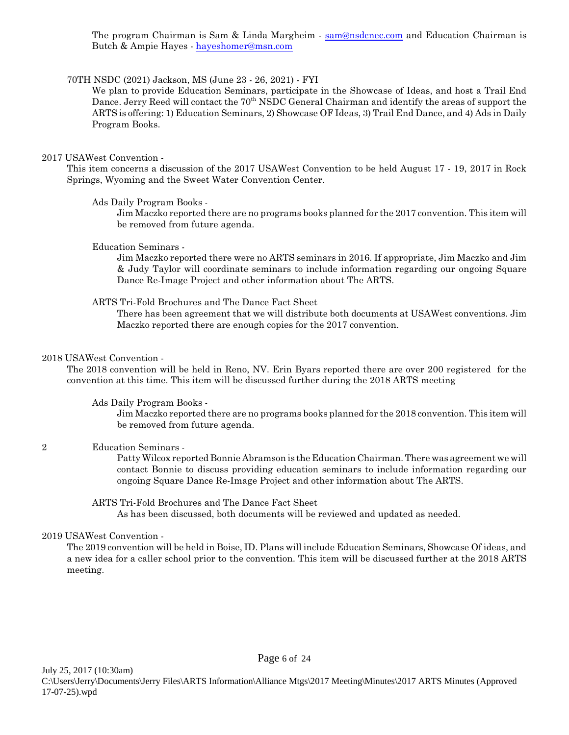The program Chairman is Sam & Linda Margheim - sam@nsdcnec.com and Education Chairman is Butch & Ampie Hayes - hayeshomer@msn.com

70TH NSDC (2021) Jackson, MS (June 23 - 26, 2021) - FYI

We plan to provide Education Seminars, participate in the Showcase of Ideas, and host a Trail End Dance. Jerry Reed will contact the 70th NSDC General Chairman and identify the areas of support the ARTS is offering: 1) Education Seminars, 2) Showcase OF Ideas, 3) Trail End Dance, and 4) Ads in Daily Program Books.

2017 USAWest Convention -

This item concerns a discussion of the 2017 USAWest Convention to be held August 17 - 19, 2017 in Rock Springs, Wyoming and the Sweet Water Convention Center.

Ads Daily Program Books -

Jim Maczko reported there are no programs books planned for the 2017 convention. This item will be removed from future agenda.

Education Seminars -

Jim Maczko reported there were no ARTS seminars in 2016. If appropriate, Jim Maczko and Jim & Judy Taylor will coordinate seminars to include information regarding our ongoing Square Dance Re-Image Project and other information about The ARTS.

ARTS Tri-Fold Brochures and The Dance Fact Sheet

There has been agreement that we will distribute both documents at USAWest conventions. Jim Maczko reported there are enough copies for the 2017 convention.

2018 USAWest Convention -

The 2018 convention will be held in Reno, NV. Erin Byars reported there are over 200 registered for the convention at this time. This item will be discussed further during the 2018 ARTS meeting

Ads Daily Program Books -

Jim Maczko reported there are no programs books planned for the 2018 convention. This item will be removed from future agenda.

2 Education Seminars -

Patty Wilcox reported Bonnie Abramson is the Education Chairman. There was agreement we will contact Bonnie to discuss providing education seminars to include information regarding our ongoing Square Dance Re-Image Project and other information about The ARTS.

ARTS Tri-Fold Brochures and The Dance Fact Sheet

As has been discussed, both documents will be reviewed and updated as needed.

2019 USAWest Convention -

The 2019 convention will be held in Boise, ID. Plans will include Education Seminars, Showcase Of ideas, and a new idea for a caller school prior to the convention. This item will be discussed further at the 2018 ARTS meeting.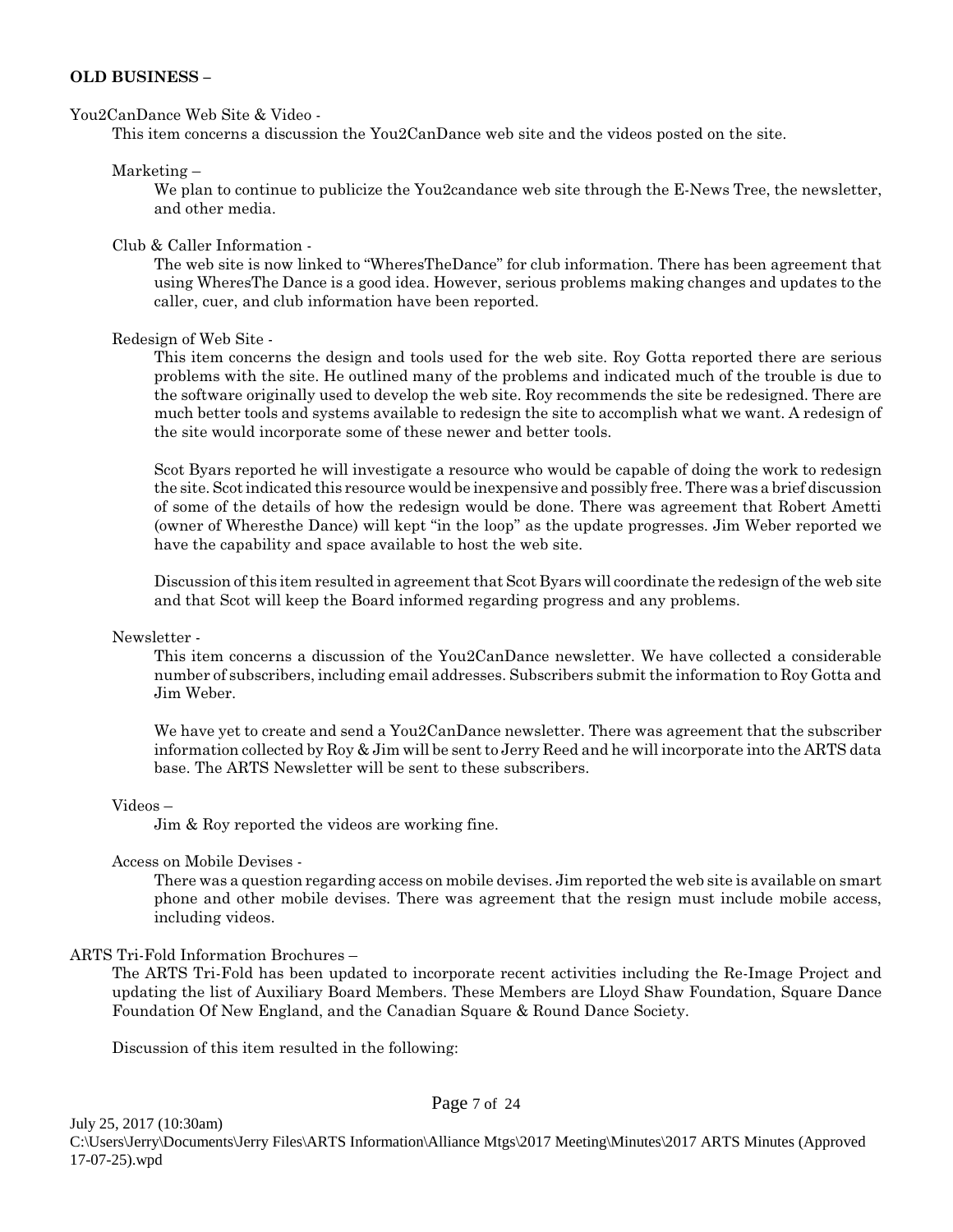**OLD BUSINESS –**

You2CanDance Web Site & Video -

This item concerns a discussion the You2CanDance web site and the videos posted on the site.

Marketing –

We plan to continue to publicize the You2candance web site through the E-News Tree, the newsletter, and other media.

Club & Caller Information -

The web site is now linked to "WheresTheDance" for club information. There has been agreement that using WheresThe Dance is a good idea. However, serious problems making changes and updates to the caller, cuer, and club information have been reported.

Redesign of Web Site -

This item concerns the design and tools used for the web site. Roy Gotta reported there are serious problems with the site. He outlined many of the problems and indicated much of the trouble is due to the software originally used to develop the web site. Roy recommends the site be redesigned. There are much better tools and systems available to redesign the site to accomplish what we want. A redesign of the site would incorporate some of these newer and better tools.

Scot Byars reported he will investigate a resource who would be capable of doing the work to redesign the site. Scot indicated this resource would be inexpensive and possibly free. There was a brief discussion of some of the details of how the redesign would be done. There was agreement that Robert Ametti (owner of Wheresthe Dance) will kept "in the loop" as the update progresses. Jim Weber reported we have the capability and space available to host the web site.

Discussion of this item resulted in agreement that Scot Byars will coordinate the redesign of the web site and that Scot will keep the Board informed regarding progress and any problems.

Newsletter -

This item concerns a discussion of the You2CanDance newsletter. We have collected a considerable number of subscribers, including email addresses. Subscribers submit the information to Roy Gotta and Jim Weber.

We have yet to create and send a You2CanDance newsletter. There was agreement that the subscriber information collected by Roy & Jim will be sent to Jerry Reed and he will incorporate into the ARTS data base. The ARTS Newsletter will be sent to these subscribers.

Videos –

Jim & Roy reported the videos are working fine.

Access on Mobile Devises -

There was a question regarding access on mobile devises. Jim reported the web site is available on smart phone and other mobile devises. There was agreement that the resign must include mobile access, including videos.

ARTS Tri-Fold Information Brochures –

The ARTS Tri-Fold has been updated to incorporate recent activities including the Re-Image Project and updating the list of Auxiliary Board Members. These Members are Lloyd Shaw Foundation, Square Dance Foundation Of New England, and the Canadian Square & Round Dance Society.

Discussion of this item resulted in the following: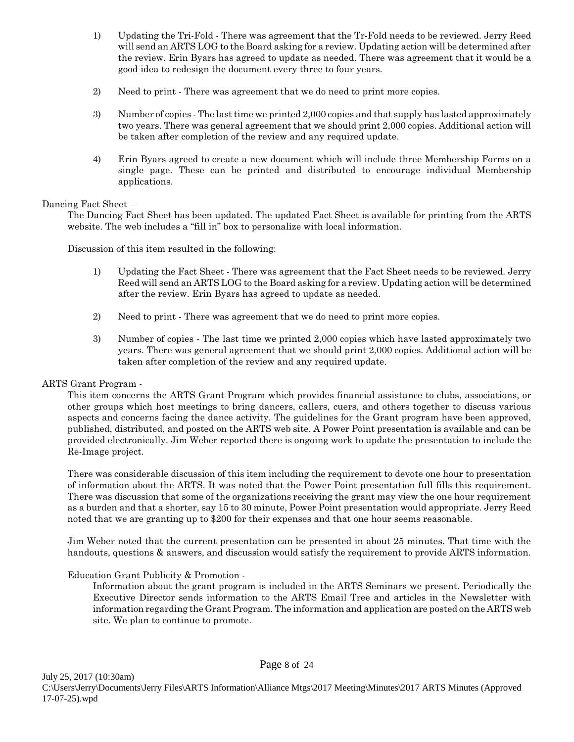1) Updating the Tri-Fold - There was agreement that the Tr-Fold needs to be reviewed. Jerry Reed will send an ARTS LOG to the Board asking for a review. Updating action will be determined after the review. Erin Byars has agreed to update as needed. There was agreement that it would be a good idea to redesign the document every three to four years.

2) Need to print - There was agreement that we do need to print more copies.

3) Number of copies - The last time we printed 2,000 copies and that supply has lasted approximately two years. There was general agreement that we should print 2,000 copies. Additional action will be taken after completion of the review and any required update.

4) Erin Byars agreed to create a new document which will include three Membership Forms on a single page. These can be printed and distributed to encourage individual Membership applications.

Dancing Fact Sheet –

The Dancing Fact Sheet has been updated. The updated Fact Sheet is available for printing from the ARTS website. The web includes a "fill in" box to personalize with local information.

Discussion of this item resulted in the following:

1) Updating the Fact Sheet - There was agreement that the Fact Sheet needs to be reviewed. Jerry Reed will send an ARTS LOG to the Board asking for a review. Updating action will be determined after the review. Erin Byars has agreed to update as needed.

2) Need to print - There was agreement that we do need to print more copies.

3) Number of copies - The last time we printed 2,000 copies which have lasted approximately two years. There was general agreement that we should print 2,000 copies. Additional action will be taken after completion of the review and any required update.

ARTS Grant Program -

This item concerns the ARTS Grant Program which provides financial assistance to clubs, associations, or other groups which host meetings to bring dancers, callers, cuers, and others together to discuss various aspects and concerns facing the dance activity. The guidelines for the Grant program have been approved, published, distributed, and posted on the ARTS web site. A Power Point presentation is available and can be provided electronically. Jim Weber reported there is ongoing work to update the presentation to include the Re-Image project.

There was considerable discussion of this item including the requirement to devote one hour to presentation of information about the ARTS. It was noted that the Power Point presentation full fills this requirement. There was discussion that some of the organizations receiving the grant may view the one hour requirement as a burden and that a shorter, say 15 to 30 minute, Power Point presentation would appropriate. Jerry Reed noted that we are granting up to $200 for their expenses and that one hour seems reasonable.

Jim Weber noted that the current presentation can be presented in about 25 minutes. That time with the handouts, questions & answers, and discussion would satisfy the requirement to provide ARTS information.

Education Grant Publicity & Promotion -

Information about the grant program is included in the ARTS Seminars we present. Periodically the Executive Director sends information to the ARTS Email Tree and articles in the Newsletter with information regarding the Grant Program. The information and application are posted on the ARTS web site. We plan to continue to promote.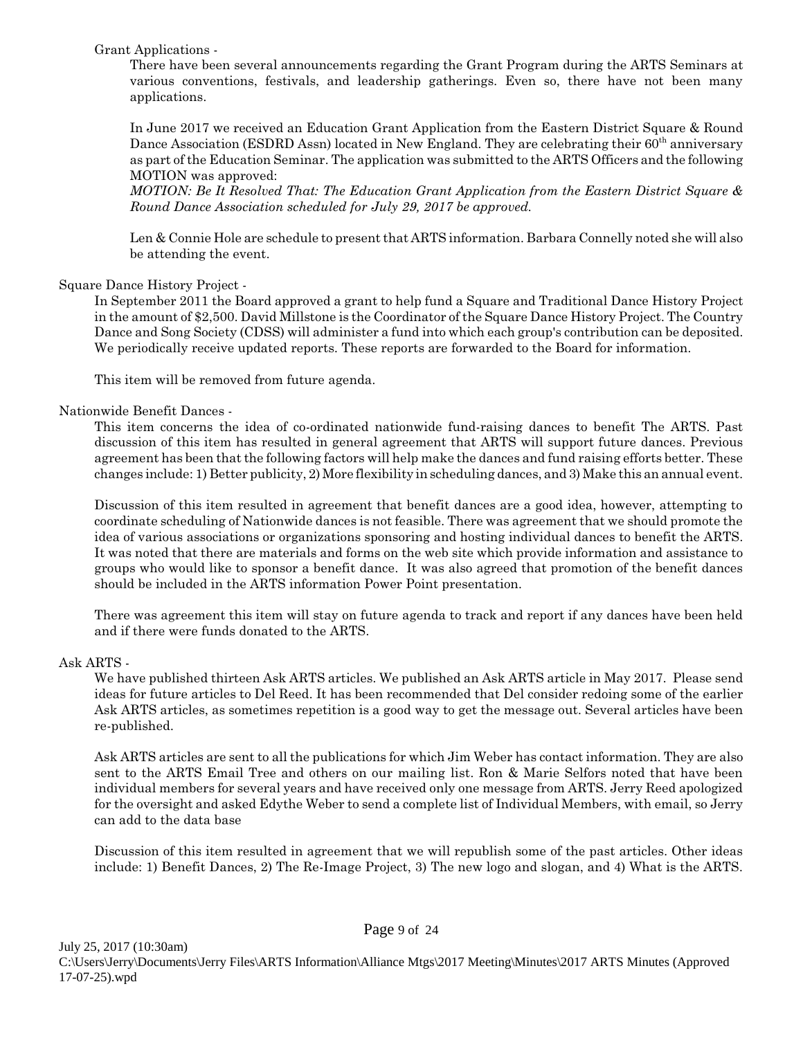Grant Applications -

There have been several announcements regarding the Grant Program during the ARTS Seminars at various conventions, festivals, and leadership gatherings. Even so, there have not been many applications.

In June 2017 we received an Education Grant Application from the Eastern District Square & Round Dance Association (ESDRD Assn) located in New England. They are celebrating their 60th anniversary as part of the Education Seminar. The application was submitted to the ARTS Officers and the following MOTION was approved:

*MOTION: Be It Resolved That: The Education Grant Application from the Eastern District Square & Round Dance Association scheduled for July 29, 2017 be approved.*

Len & Connie Hole are schedule to present that ARTS information. Barbara Connelly noted she will also be attending the event.

Square Dance History Project -

In September 2011 the Board approved a grant to help fund a Square and Traditional Dance History Project in the amount of $2,500. David Millstone is the Coordinator of the Square Dance History Project. The Country Dance and Song Society (CDSS) will administer a fund into which each group's contribution can be deposited. We periodically receive updated reports. These reports are forwarded to the Board for information.

This item will be removed from future agenda.

Nationwide Benefit Dances -

This item concerns the idea of co-ordinated nationwide fund-raising dances to benefit The ARTS. Past discussion of this item has resulted in general agreement that ARTS will support future dances. Previous agreement has been that the following factors will help make the dances and fund raising efforts better. These changes include: 1) Better publicity, 2) More flexibility in scheduling dances, and 3) Make this an annual event.

Discussion of this item resulted in agreement that benefit dances are a good idea, however, attempting to coordinate scheduling of Nationwide dances is not feasible. There was agreement that we should promote the idea of various associations or organizations sponsoring and hosting individual dances to benefit the ARTS. It was noted that there are materials and forms on the web site which provide information and assistance to groups who would like to sponsor a benefit dance. It was also agreed that promotion of the benefit dances should be included in the ARTS information Power Point presentation.

There was agreement this item will stay on future agenda to track and report if any dances have been held and if there were funds donated to the ARTS.

Ask ARTS -

We have published thirteen Ask ARTS articles. We published an Ask ARTS article in May 2017. Please send ideas for future articles to Del Reed. It has been recommended that Del consider redoing some of the earlier Ask ARTS articles, as sometimes repetition is a good way to get the message out. Several articles have been re-published.

Ask ARTS articles are sent to all the publications for which Jim Weber has contact information. They are also sent to the ARTS Email Tree and others on our mailing list. Ron & Marie Selfors noted that have been individual members for several years and have received only one message from ARTS. Jerry Reed apologized for the oversight and asked Edythe Weber to send a complete list of Individual Members, with email, so Jerry can add to the data base

Discussion of this item resulted in agreement that we will republish some of the past articles. Other ideas include: 1) Benefit Dances, 2) The Re-Image Project, 3) The new logo and slogan, and 4) What is the ARTS.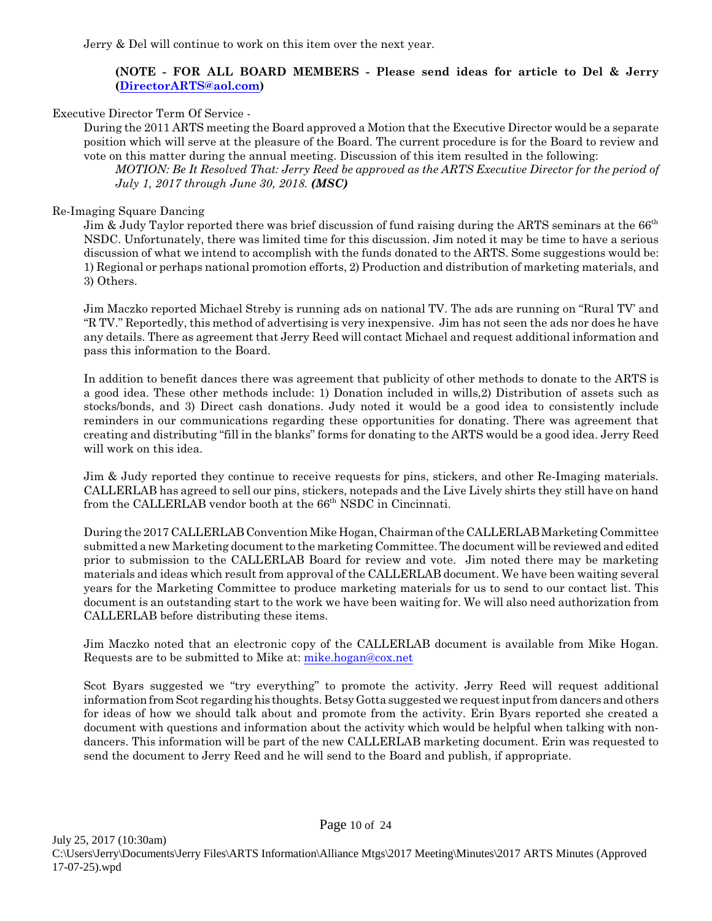Jerry & Del will continue to work on this item over the next year.

**(NOTE - FOR ALL BOARD MEMBERS - Please send ideas for article to Del & Jerry (DirectorARTS@aol.com)**

Executive Director Term Of Service -

During the 2011 ARTS meeting the Board approved a Motion that the Executive Director would be a separate position which will serve at the pleasure of the Board. The current procedure is for the Board to review and vote on this matter during the annual meeting. Discussion of this item resulted in the following:

*MOTION: Be It Resolved That: Jerry Reed be approved as the ARTS Executive Director for the period of July 1, 2017 through June 30, 2018.* ***(MSC)***

Re-Imaging Square Dancing

Jim & Judy Taylor reported there was brief discussion of fund raising during the ARTS seminars at the 66th NSDC. Unfortunately, there was limited time for this discussion. Jim noted it may be time to have a serious discussion of what we intend to accomplish with the funds donated to the ARTS. Some suggestions would be: 1) Regional or perhaps national promotion efforts, 2) Production and distribution of marketing materials, and 3) Others.

Jim Maczko reported Michael Streby is running ads on national TV. The ads are running on "Rural TV' and "R TV." Reportedly, this method of advertising is very inexpensive. Jim has not seen the ads nor does he have any details. There as agreement that Jerry Reed will contact Michael and request additional information and pass this information to the Board.

In addition to benefit dances there was agreement that publicity of other methods to donate to the ARTS is a good idea. These other methods include: 1) Donation included in wills,2) Distribution of assets such as stocks/bonds, and 3) Direct cash donations. Judy noted it would be a good idea to consistently include reminders in our communications regarding these opportunities for donating. There was agreement that creating and distributing "fill in the blanks" forms for donating to the ARTS would be a good idea. Jerry Reed will work on this idea.

Jim & Judy reported they continue to receive requests for pins, stickers, and other Re-Imaging materials. CALLERLAB has agreed to sell our pins, stickers, notepads and the Live Lively shirts they still have on hand from the CALLERLAB vendor booth at the 66th NSDC in Cincinnati.

During the 2017 CALLERLAB Convention Mike Hogan, Chairman of the CALLERLAB Marketing Committee submitted a new Marketing document to the marketing Committee. The document will be reviewed and edited prior to submission to the CALLERLAB Board for review and vote. Jim noted there may be marketing materials and ideas which result from approval of the CALLERLAB document. We have been waiting several years for the Marketing Committee to produce marketing materials for us to send to our contact list. This document is an outstanding start to the work we have been waiting for. We will also need authorization from CALLERLAB before distributing these items.

Jim Maczko noted that an electronic copy of the CALLERLAB document is available from Mike Hogan. Requests are to be submitted to Mike at: mike.hogan@cox.net

Scot Byars suggested we "try everything" to promote the activity. Jerry Reed will request additional information from Scot regarding his thoughts. Betsy Gotta suggested we request input from dancers and others for ideas of how we should talk about and promote from the activity. Erin Byars reported she created a document with questions and information about the activity which would be helpful when talking with non-dancers. This information will be part of the new CALLERLAB marketing document. Erin was requested to send the document to Jerry Reed and he will send to the Board and publish, if appropriate.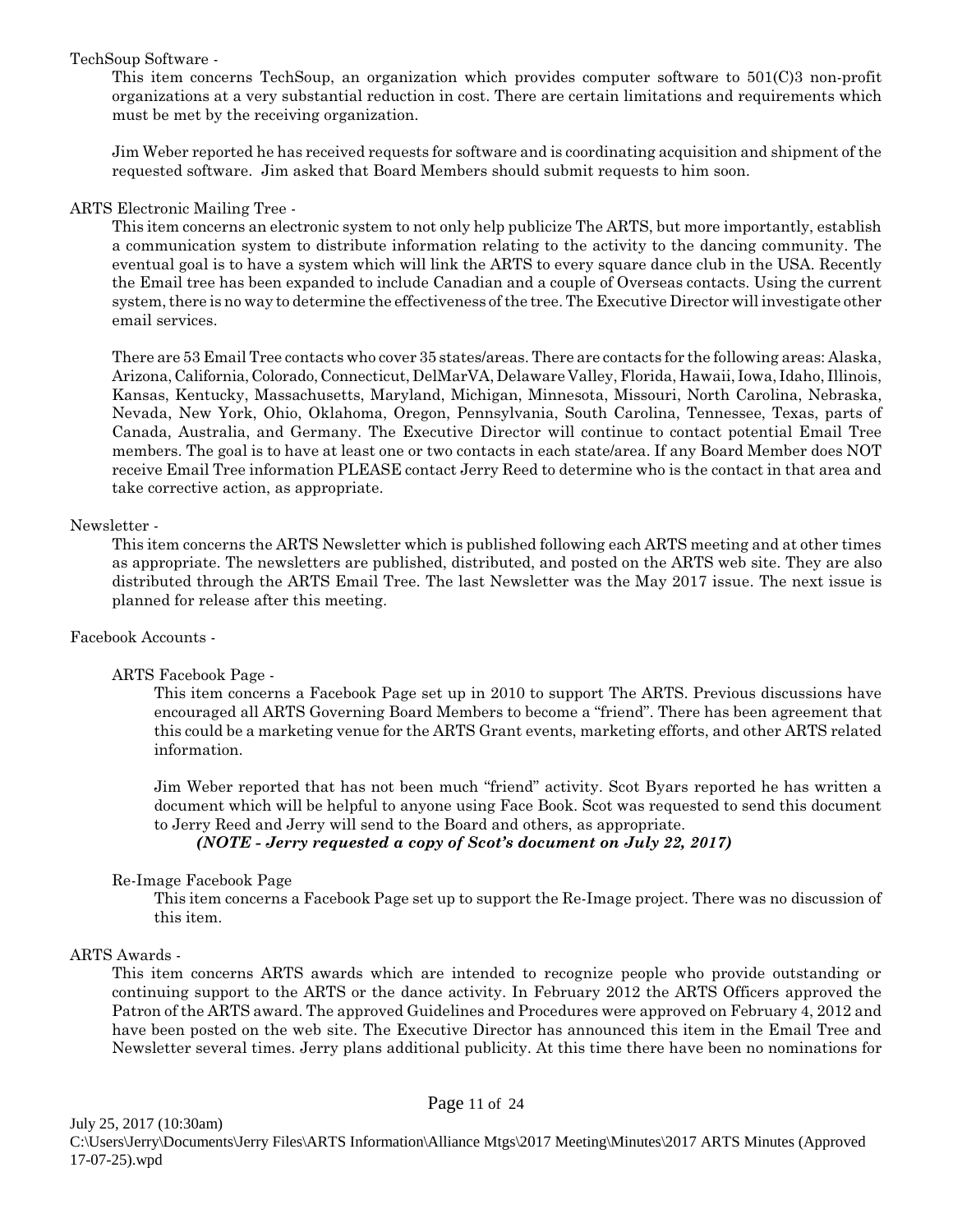TechSoup Software -

This item concerns TechSoup, an organization which provides computer software to 501(C)3 non-profit organizations at a very substantial reduction in cost. There are certain limitations and requirements which must be met by the receiving organization.

Jim Weber reported he has received requests for software and is coordinating acquisition and shipment of the requested software. Jim asked that Board Members should submit requests to him soon.

ARTS Electronic Mailing Tree -

This item concerns an electronic system to not only help publicize The ARTS, but more importantly, establish a communication system to distribute information relating to the activity to the dancing community. The eventual goal is to have a system which will link the ARTS to every square dance club in the USA. Recently the Email tree has been expanded to include Canadian and a couple of Overseas contacts. Using the current system, there is no way to determine the effectiveness of the tree. The Executive Director will investigate other email services.

There are 53 Email Tree contacts who cover 35 states/areas. There are contacts for the following areas: Alaska, Arizona, California, Colorado, Connecticut, DelMarVA, Delaware Valley, Florida, Hawaii, Iowa, Idaho, Illinois, Kansas, Kentucky, Massachusetts, Maryland, Michigan, Minnesota, Missouri, North Carolina, Nebraska, Nevada, New York, Ohio, Oklahoma, Oregon, Pennsylvania, South Carolina, Tennessee, Texas, parts of Canada, Australia, and Germany. The Executive Director will continue to contact potential Email Tree members. The goal is to have at least one or two contacts in each state/area. If any Board Member does NOT receive Email Tree information PLEASE contact Jerry Reed to determine who is the contact in that area and take corrective action, as appropriate.

Newsletter -

This item concerns the ARTS Newsletter which is published following each ARTS meeting and at other times as appropriate. The newsletters are published, distributed, and posted on the ARTS web site. They are also distributed through the ARTS Email Tree. The last Newsletter was the May 2017 issue. The next issue is planned for release after this meeting.

Facebook Accounts -

ARTS Facebook Page -

This item concerns a Facebook Page set up in 2010 to support The ARTS. Previous discussions have encouraged all ARTS Governing Board Members to become a "friend". There has been agreement that this could be a marketing venue for the ARTS Grant events, marketing efforts, and other ARTS related information.

Jim Weber reported that has not been much "friend" activity. Scot Byars reported he has written a document which will be helpful to anyone using Face Book. Scot was requested to send this document to Jerry Reed and Jerry will send to the Board and others, as appropriate.

***(NOTE - Jerry requested a copy of Scot's document on July 22, 2017)***

Re-Image Facebook Page

This item concerns a Facebook Page set up to support the Re-Image project. There was no discussion of this item.

ARTS Awards -

This item concerns ARTS awards which are intended to recognize people who provide outstanding or continuing support to the ARTS or the dance activity. In February 2012 the ARTS Officers approved the Patron of the ARTS award. The approved Guidelines and Procedures were approved on February 4, 2012 and have been posted on the web site. The Executive Director has announced this item in the Email Tree and Newsletter several times. Jerry plans additional publicity. At this time there have been no nominations for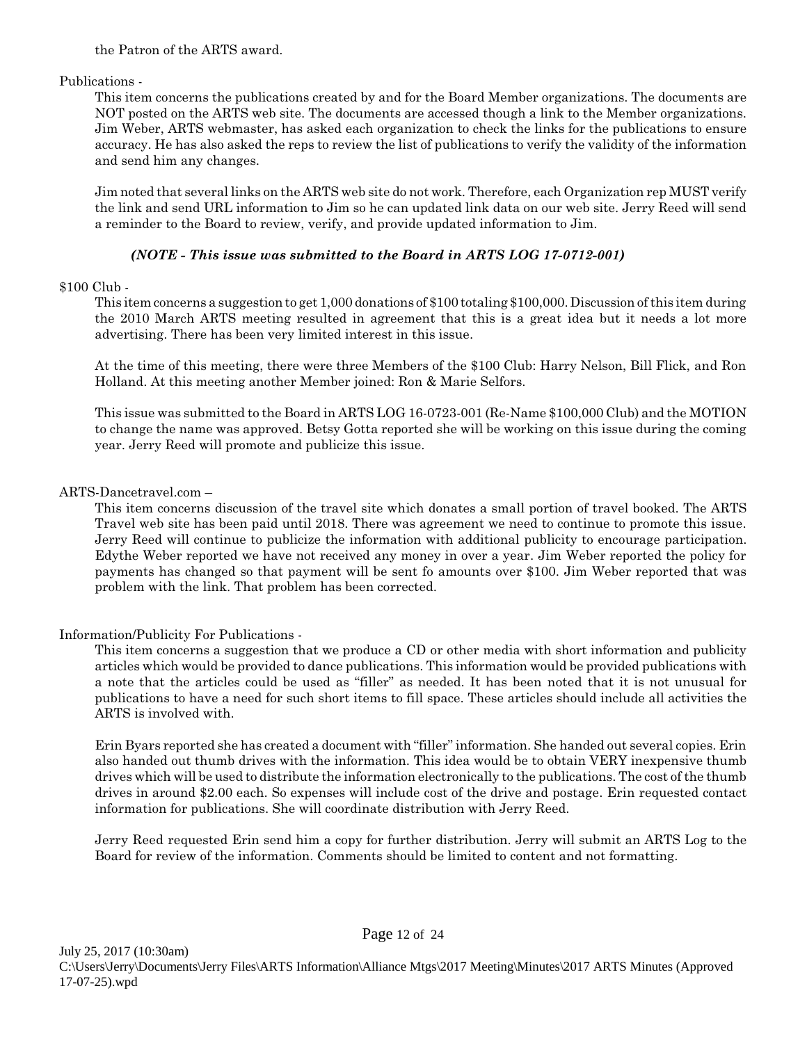the Patron of the ARTS award.

Publications -

This item concerns the publications created by and for the Board Member organizations. The documents are NOT posted on the ARTS web site. The documents are accessed though a link to the Member organizations. Jim Weber, ARTS webmaster, has asked each organization to check the links for the publications to ensure accuracy. He has also asked the reps to review the list of publications to verify the validity of the information and send him any changes.

Jim noted that several links on the ARTS web site do not work. Therefore, each Organization rep MUST verify the link and send URL information to Jim so he can updated link data on our web site. Jerry Reed will send a reminder to the Board to review, verify, and provide updated information to Jim.

***(NOTE - This issue was submitted to the Board in ARTS LOG 17-0712-001)***

$100 Club -

This item concerns a suggestion to get 1,000 donations of $100 totaling $100,000. Discussion of this item during the 2010 March ARTS meeting resulted in agreement that this is a great idea but it needs a lot more advertising. There has been very limited interest in this issue.

At the time of this meeting, there were three Members of the $100 Club: Harry Nelson, Bill Flick, and Ron Holland. At this meeting another Member joined: Ron & Marie Selfors.

This issue was submitted to the Board in ARTS LOG 16-0723-001 (Re-Name $100,000 Club) and the MOTION to change the name was approved. Betsy Gotta reported she will be working on this issue during the coming year. Jerry Reed will promote and publicize this issue.

ARTS-Dancetravel.com –

This item concerns discussion of the travel site which donates a small portion of travel booked. The ARTS Travel web site has been paid until 2018. There was agreement we need to continue to promote this issue. Jerry Reed will continue to publicize the information with additional publicity to encourage participation. Edythe Weber reported we have not received any money in over a year. Jim Weber reported the policy for payments has changed so that payment will be sent fo amounts over $100. Jim Weber reported that was problem with the link. That problem has been corrected.

Information/Publicity For Publications -

This item concerns a suggestion that we produce a CD or other media with short information and publicity articles which would be provided to dance publications. This information would be provided publications with a note that the articles could be used as "filler" as needed. It has been noted that it is not unusual for publications to have a need for such short items to fill space. These articles should include all activities the ARTS is involved with.

Erin Byars reported she has created a document with "filler" information. She handed out several copies. Erin also handed out thumb drives with the information. This idea would be to obtain VERY inexpensive thumb drives which will be used to distribute the information electronically to the publications. The cost of the thumb drives in around $2.00 each. So expenses will include cost of the drive and postage. Erin requested contact information for publications. She will coordinate distribution with Jerry Reed.

Jerry Reed requested Erin send him a copy for further distribution. Jerry will submit an ARTS Log to the Board for review of the information. Comments should be limited to content and not formatting.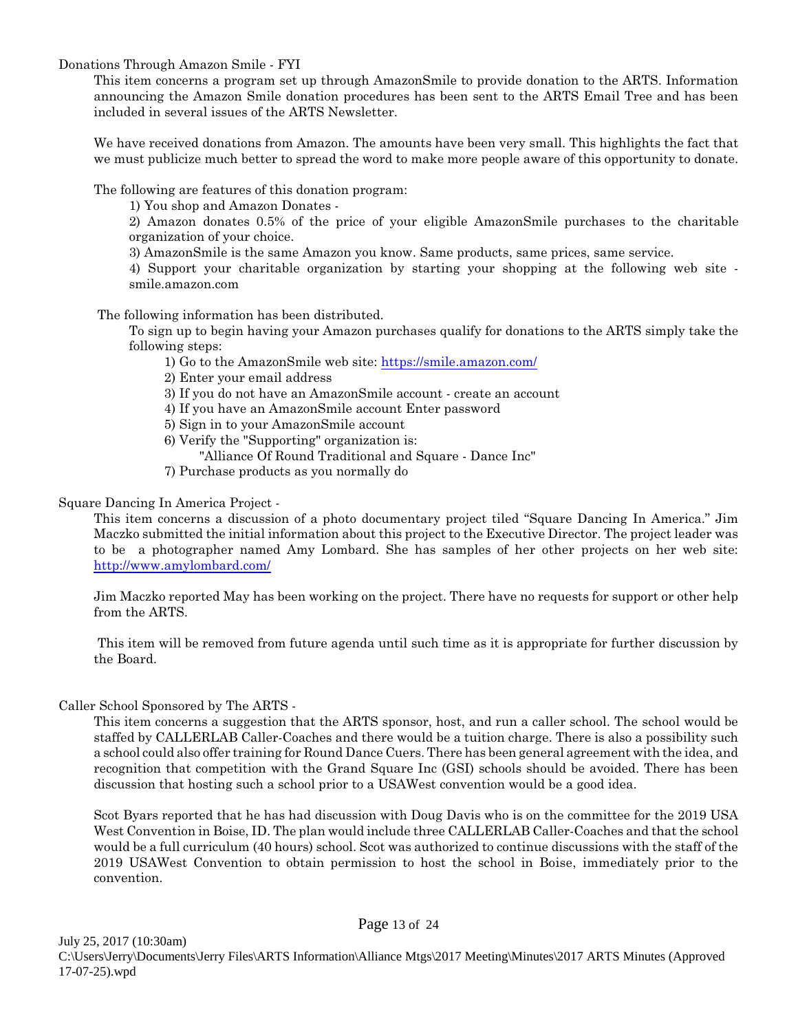Donations Through Amazon Smile - FYI

This item concerns a program set up through AmazonSmile to provide donation to the ARTS. Information announcing the Amazon Smile donation procedures has been sent to the ARTS Email Tree and has been included in several issues of the ARTS Newsletter.

We have received donations from Amazon. The amounts have been very small. This highlights the fact that we must publicize much better to spread the word to make more people aware of this opportunity to donate.

The following are features of this donation program:

1) You shop and Amazon Donates -

2) Amazon donates 0.5% of the price of your eligible AmazonSmile purchases to the charitable organization of your choice.

3) AmazonSmile is the same Amazon you know. Same products, same prices, same service.

4) Support your charitable organization by starting your shopping at the following web site - smile.amazon.com

The following information has been distributed.

To sign up to begin having your Amazon purchases qualify for donations to the ARTS simply take the following steps:

1) Go to the AmazonSmile web site: https://smile.amazon.com/
2) Enter your email address
3) If you do not have an AmazonSmile account - create an account
4) If you have an AmazonSmile account Enter password
5) Sign in to your AmazonSmile account
6) Verify the "Supporting" organization is:
   "Alliance Of Round Traditional and Square - Dance Inc"
7) Purchase products as you normally do

Square Dancing In America Project -

This item concerns a discussion of a photo documentary project tiled "Square Dancing In America." Jim Maczko submitted the initial information about this project to the Executive Director. The project leader was to be a photographer named Amy Lombard. She has samples of her other projects on her web site: http://www.amylombard.com/

Jim Maczko reported May has been working on the project. There have no requests for support or other help from the ARTS.

This item will be removed from future agenda until such time as it is appropriate for further discussion by the Board.

Caller School Sponsored by The ARTS -

This item concerns a suggestion that the ARTS sponsor, host, and run a caller school. The school would be staffed by CALLERLAB Caller-Coaches and there would be a tuition charge. There is also a possibility such a school could also offer training for Round Dance Cuers. There has been general agreement with the idea, and recognition that competition with the Grand Square Inc (GSI) schools should be avoided. There has been discussion that hosting such a school prior to a USAWest convention would be a good idea.

Scot Byars reported that he has had discussion with Doug Davis who is on the committee for the 2019 USA West Convention in Boise, ID. The plan would include three CALLERLAB Caller-Coaches and that the school would be a full curriculum (40 hours) school. Scot was authorized to continue discussions with the staff of the 2019 USAWest Convention to obtain permission to host the school in Boise, immediately prior to the convention.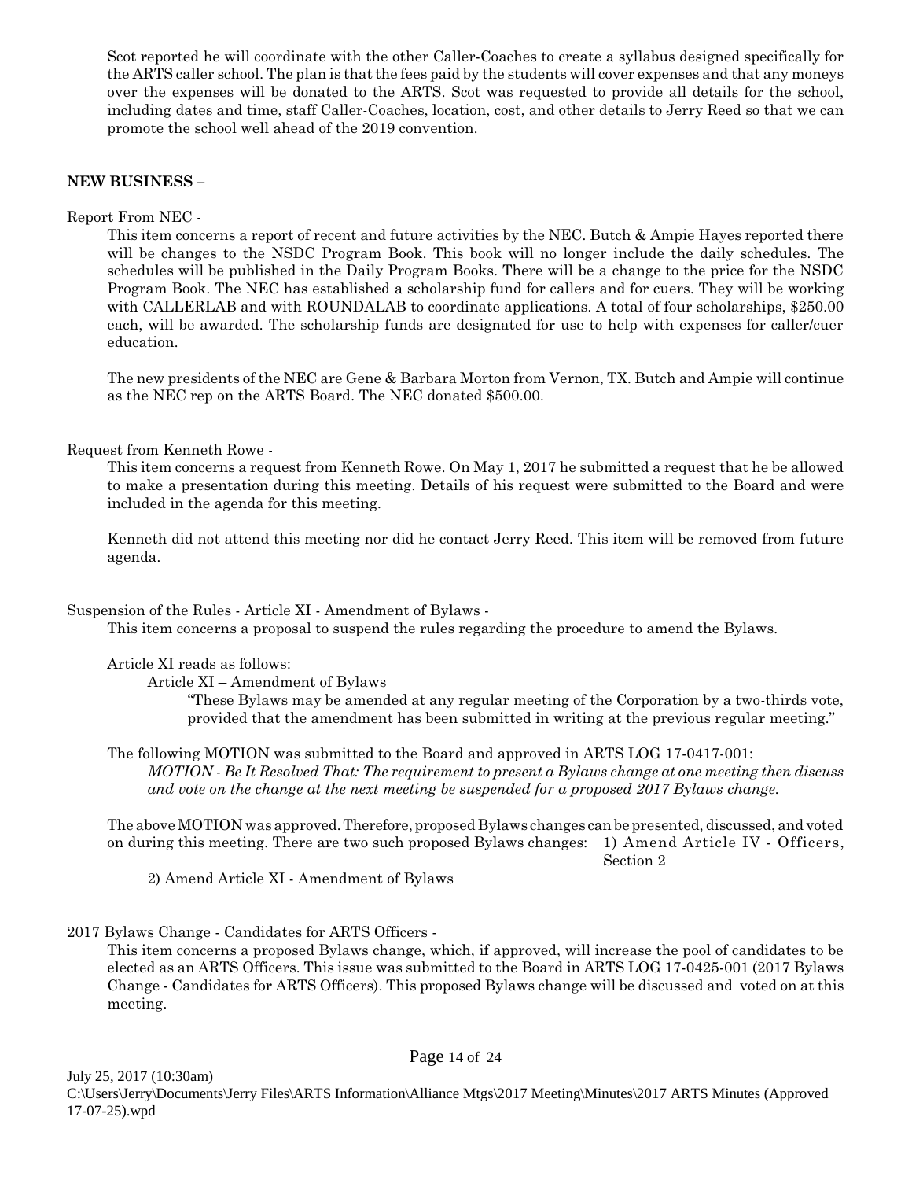Scot reported he will coordinate with the other Caller-Coaches to create a syllabus designed specifically for the ARTS caller school. The plan is that the fees paid by the students will cover expenses and that any moneys over the expenses will be donated to the ARTS. Scot was requested to provide all details for the school, including dates and time, staff Caller-Coaches, location, cost, and other details to Jerry Reed so that we can promote the school well ahead of the 2019 convention.

**NEW BUSINESS –**

Report From NEC -

This item concerns a report of recent and future activities by the NEC. Butch & Ampie Hayes reported there will be changes to the NSDC Program Book. This book will no longer include the daily schedules. The schedules will be published in the Daily Program Books. There will be a change to the price for the NSDC Program Book. The NEC has established a scholarship fund for callers and for cuers. They will be working with CALLERLAB and with ROUNDALAB to coordinate applications. A total of four scholarships, $250.00 each, will be awarded. The scholarship funds are designated for use to help with expenses for caller/cuer education.

The new presidents of the NEC are Gene & Barbara Morton from Vernon, TX. Butch and Ampie will continue as the NEC rep on the ARTS Board. The NEC donated $500.00.

Request from Kenneth Rowe -

This item concerns a request from Kenneth Rowe. On May 1, 2017 he submitted a request that he be allowed to make a presentation during this meeting. Details of his request were submitted to the Board and were included in the agenda for this meeting.

Kenneth did not attend this meeting nor did he contact Jerry Reed. This item will be removed from future agenda.

Suspension of the Rules - Article XI - Amendment of Bylaws -

This item concerns a proposal to suspend the rules regarding the procedure to amend the Bylaws.

Article XI reads as follows:

Article XI – Amendment of Bylaws

"These Bylaws may be amended at any regular meeting of the Corporation by a two-thirds vote, provided that the amendment has been submitted in writing at the previous regular meeting."

The following MOTION was submitted to the Board and approved in ARTS LOG 17-0417-001:

*MOTION - Be It Resolved That: The requirement to present a Bylaws change at one meeting then discuss and vote on the change at the next meeting be suspended for a proposed 2017 Bylaws change.*

The above MOTION was approved. Therefore, proposed Bylaws changes can be presented, discussed, and voted on during this meeting. There are two such proposed Bylaws changes: 1) Amend Article IV - Officers, Section 2

2) Amend Article XI - Amendment of Bylaws

2017 Bylaws Change - Candidates for ARTS Officers -

This item concerns a proposed Bylaws change, which, if approved, will increase the pool of candidates to be elected as an ARTS Officers. This issue was submitted to the Board in ARTS LOG 17-0425-001 (2017 Bylaws Change - Candidates for ARTS Officers). This proposed Bylaws change will be discussed and voted on at this meeting.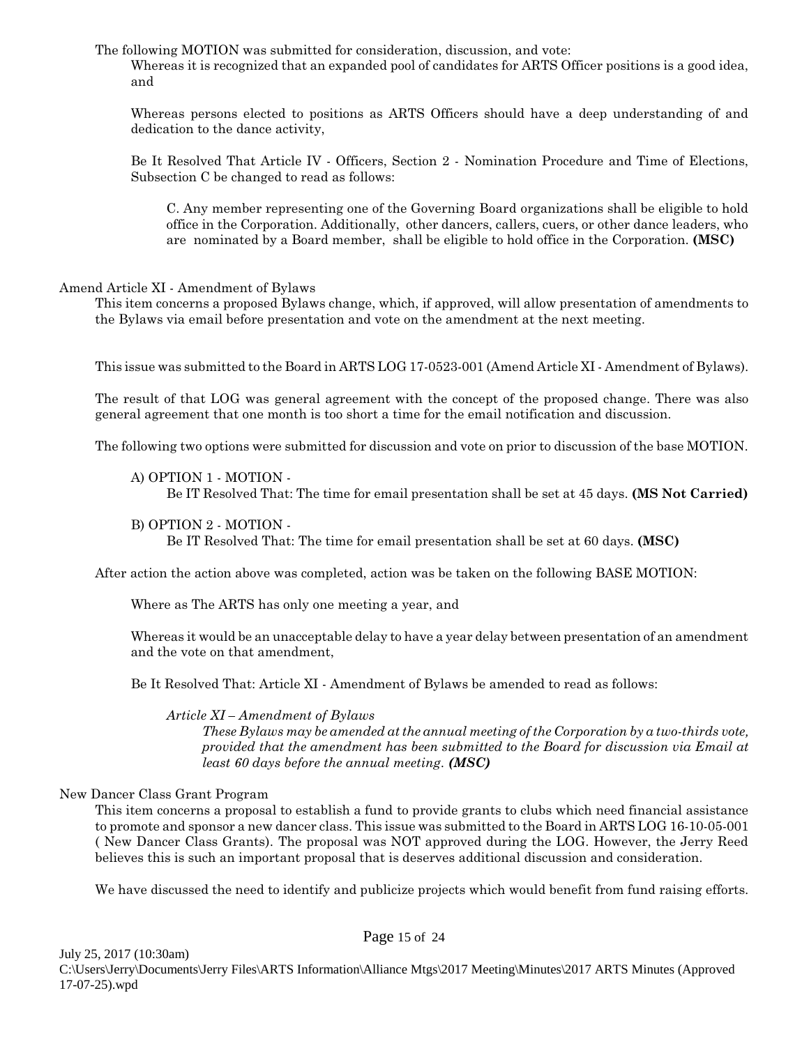The following MOTION was submitted for consideration, discussion, and vote:

Whereas it is recognized that an expanded pool of candidates for ARTS Officer positions is a good idea, and

Whereas persons elected to positions as ARTS Officers should have a deep understanding of and dedication to the dance activity,

Be It Resolved That Article IV - Officers, Section 2 - Nomination Procedure and Time of Elections, Subsection C be changed to read as follows:

C. Any member representing one of the Governing Board organizations shall be eligible to hold office in the Corporation. Additionally, other dancers, callers, cuers, or other dance leaders, who are nominated by a Board member, shall be eligible to hold office in the Corporation. **(MSC)**

Amend Article XI - Amendment of Bylaws

This item concerns a proposed Bylaws change, which, if approved, will allow presentation of amendments to the Bylaws via email before presentation and vote on the amendment at the next meeting.

This issue was submitted to the Board in ARTS LOG 17-0523-001 (Amend Article XI - Amendment of Bylaws).

The result of that LOG was general agreement with the concept of the proposed change. There was also general agreement that one month is too short a time for the email notification and discussion.

The following two options were submitted for discussion and vote on prior to discussion of the base MOTION.

A) OPTION 1 - MOTION -
Be IT Resolved That: The time for email presentation shall be set at 45 days. **(MS Not Carried)**

B) OPTION 2 - MOTION -
Be IT Resolved That: The time for email presentation shall be set at 60 days. **(MSC)**

After action the action above was completed, action was be taken on the following BASE MOTION:

Where as The ARTS has only one meeting a year, and

Whereas it would be an unacceptable delay to have a year delay between presentation of an amendment and the vote on that amendment,

Be It Resolved That: Article XI - Amendment of Bylaws be amended to read as follows:

*Article XI – Amendment of Bylaws*

*These Bylaws may be amended at the annual meeting of the Corporation by a two-thirds vote, provided that the amendment has been submitted to the Board for discussion via Email at least 60 days before the annual meeting.* ***(MSC)***

New Dancer Class Grant Program

This item concerns a proposal to establish a fund to provide grants to clubs which need financial assistance to promote and sponsor a new dancer class. This issue was submitted to the Board in ARTS LOG 16-10-05-001 ( New Dancer Class Grants). The proposal was NOT approved during the LOG. However, the Jerry Reed believes this is such an important proposal that is deserves additional discussion and consideration.

We have discussed the need to identify and publicize projects which would benefit from fund raising efforts.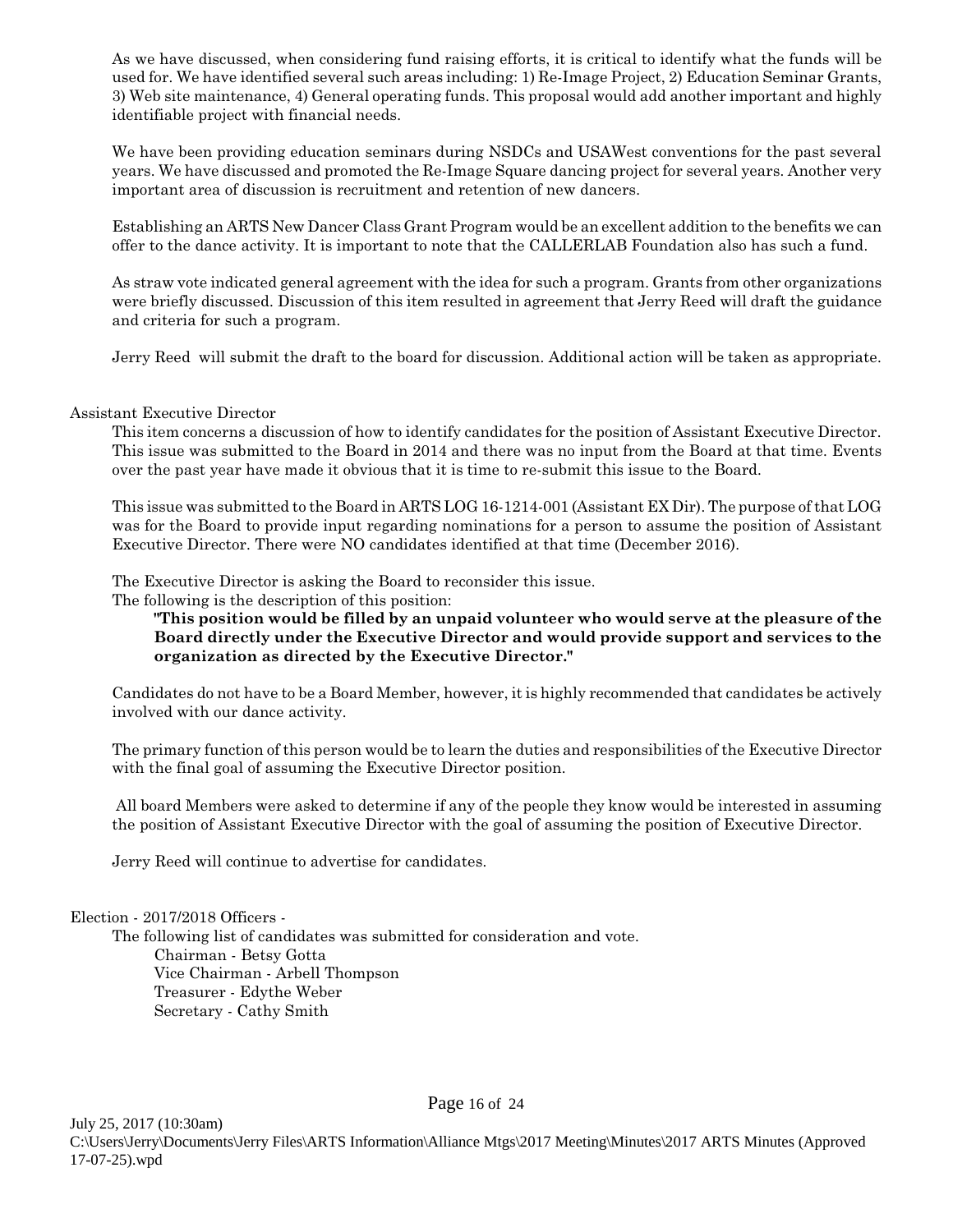As we have discussed, when considering fund raising efforts, it is critical to identify what the funds will be used for. We have identified several such areas including: 1) Re-Image Project, 2) Education Seminar Grants, 3) Web site maintenance, 4) General operating funds. This proposal would add another important and highly identifiable project with financial needs.

We have been providing education seminars during NSDCs and USAWest conventions for the past several years. We have discussed and promoted the Re-Image Square dancing project for several years. Another very important area of discussion is recruitment and retention of new dancers.

Establishing an ARTS New Dancer Class Grant Program would be an excellent addition to the benefits we can offer to the dance activity. It is important to note that the CALLERLAB Foundation also has such a fund.

As straw vote indicated general agreement with the idea for such a program. Grants from other organizations were briefly discussed. Discussion of this item resulted in agreement that Jerry Reed will draft the guidance and criteria for such a program.

Jerry Reed will submit the draft to the board for discussion. Additional action will be taken as appropriate.

Assistant Executive Director

This item concerns a discussion of how to identify candidates for the position of Assistant Executive Director. This issue was submitted to the Board in 2014 and there was no input from the Board at that time. Events over the past year have made it obvious that it is time to re-submit this issue to the Board.

This issue was submitted to the Board in ARTS LOG 16-1214-001 (Assistant EX Dir). The purpose of that LOG was for the Board to provide input regarding nominations for a person to assume the position of Assistant Executive Director. There were NO candidates identified at that time (December 2016).

The Executive Director is asking the Board to reconsider this issue.
The following is the description of this position:

> **"This position would be filled by an unpaid volunteer who would serve at the pleasure of the Board directly under the Executive Director and would provide support and services to the organization as directed by the Executive Director."**

Candidates do not have to be a Board Member, however, it is highly recommended that candidates be actively involved with our dance activity.

The primary function of this person would be to learn the duties and responsibilities of the Executive Director with the final goal of assuming the Executive Director position.

All board Members were asked to determine if any of the people they know would be interested in assuming the position of Assistant Executive Director with the goal of assuming the position of Executive Director.

Jerry Reed will continue to advertise for candidates.

Election - 2017/2018 Officers -

The following list of candidates was submitted for consideration and vote.

Chairman - Betsy Gotta
Vice Chairman - Arbell Thompson
Treasurer - Edythe Weber
Secretary - Cathy Smith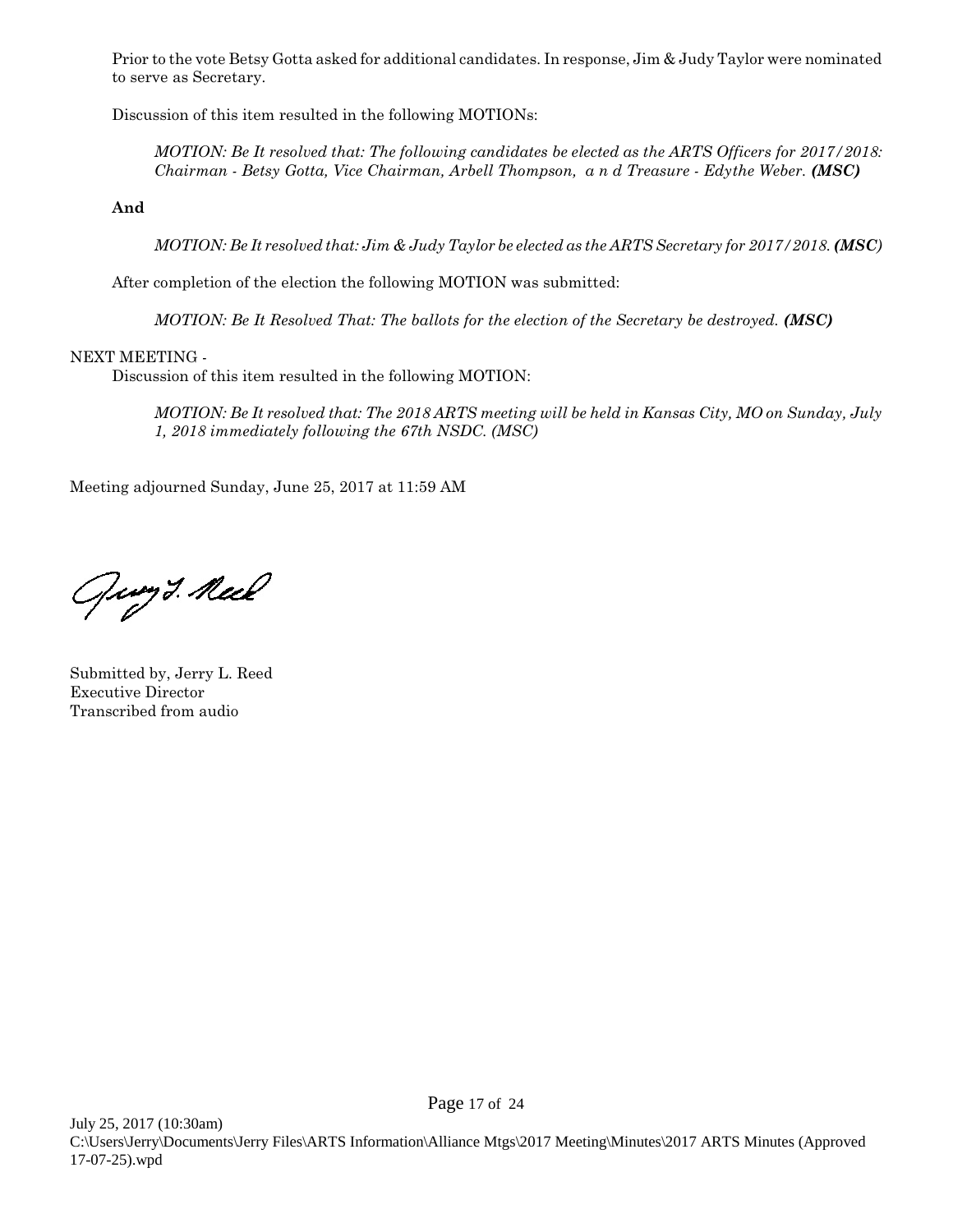Prior to the vote Betsy Gotta asked for additional candidates. In response, Jim & Judy Taylor were nominated to serve as Secretary.

Discussion of this item resulted in the following MOTIONs:

> *MOTION: Be It resolved that: The following candidates be elected as the ARTS Officers for 2017/2018: Chairman - Betsy Gotta, Vice Chairman, Arbell Thompson, and Treasure - Edythe Weber.* ***(MSC)***

**And**

> *MOTION: Be It resolved that: Jim & Judy Taylor be elected as the ARTS Secretary for 2017/2018.* ***(MSC)***

After completion of the election the following MOTION was submitted:

> *MOTION: Be It Resolved That: The ballots for the election of the Secretary be destroyed.* ***(MSC)***

NEXT MEETING -

Discussion of this item resulted in the following MOTION:

> *MOTION: Be It resolved that: The 2018 ARTS meeting will be held in Kansas City, MO on Sunday, July 1, 2018 immediately following the 67th NSDC. (MSC)*

Meeting adjourned Sunday, June 25, 2017 at 11:59 AM

Submitted by, Jerry L. Reed
Executive Director
Transcribed from audio

July 25, 2017 (10:30am)
C:\Users\Jerry\Documents\Jerry Files\ARTS Information\Alliance Mtgs\2017 Meeting\Minutes\2017 ARTS Minutes (Approved 17-07-25).wpd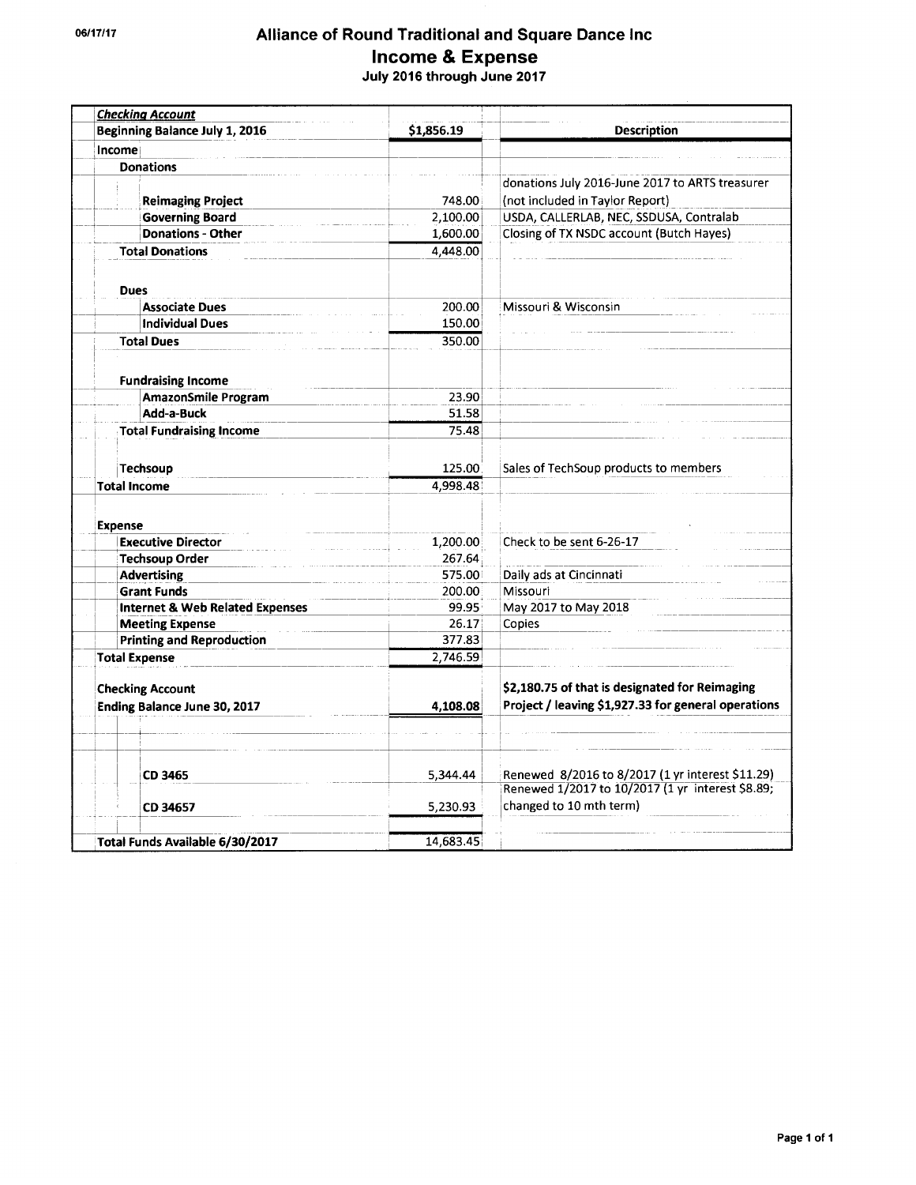06/17/17

# Alliance of Round Traditional and Square Dance Inc

## Income & Expense

### July 2016 through June 2017

| ***Checking Account*** | | |
|---|---|---|
| **Beginning Balance July 1, 2016** | **$1,856.19** | **Description** |
| **Income** | | |
| **Donations** | | |
| | | donations July 2016-June 2017 to ARTS treasurer |
| **Reimaging Project** | 748.00 | (not included in Taylor Report) |
| **Governing Board** | 2,100.00 | USDA, CALLERLAB, NEC, SSDUSA, Contralab |
| **Donations - Other** | 1,600.00 | Closing of TX NSDC account (Butch Hayes) |
| **Total Donations** | 4,448.00 | |
| **Dues** | | |
| **Associate Dues** | 200.00 | Missouri & Wisconsin |
| **Individual Dues** | 150.00 | |
| **Total Dues** | 350.00 | |
| **Fundraising Income** | | |
| **AmazonSmile Program** | 23.90 | |
| **Add-a-Buck** | 51.58 | |
| **Total Fundraising Income** | 75.48 | |
| **Techsoup** | 125.00 | Sales of TechSoup products to members |
| **Total Income** | 4,998.48 | |
| **Expense** | | |
| **Executive Director** | 1,200.00 | Check to be sent 6-26-17 |
| **Techsoup Order** | 267.64 | |
| **Advertising** | 575.00 | Daily ads at Cincinnati |
| **Grant Funds** | 200.00 | Missouri |
| **Internet & Web Related Expenses** | 99.95 | May 2017 to May 2018 |
| **Meeting Expense** | 26.17 | Copies |
| **Printing and Reproduction** | 377.83 | |
| **Total Expense** | 2,746.59 | |
| **Checking Account** | | **$2,180.75 of that is designated for Reimaging** |
| **Ending Balance June 30, 2017** | **4,108.08** | **Project / leaving $1,927.33 for general operations** |
| **CD 3465** | 5,344.44 | Renewed 8/2016 to 8/2017 (1 yr interest $11.29) |
| **CD 34657** | 5,230.93 | Renewed 1/2017 to 10/2017 (1 yr interest $8.89; changed to 10 mth term) |
| **Total Funds Available 6/30/2017** | 14,683.45 | |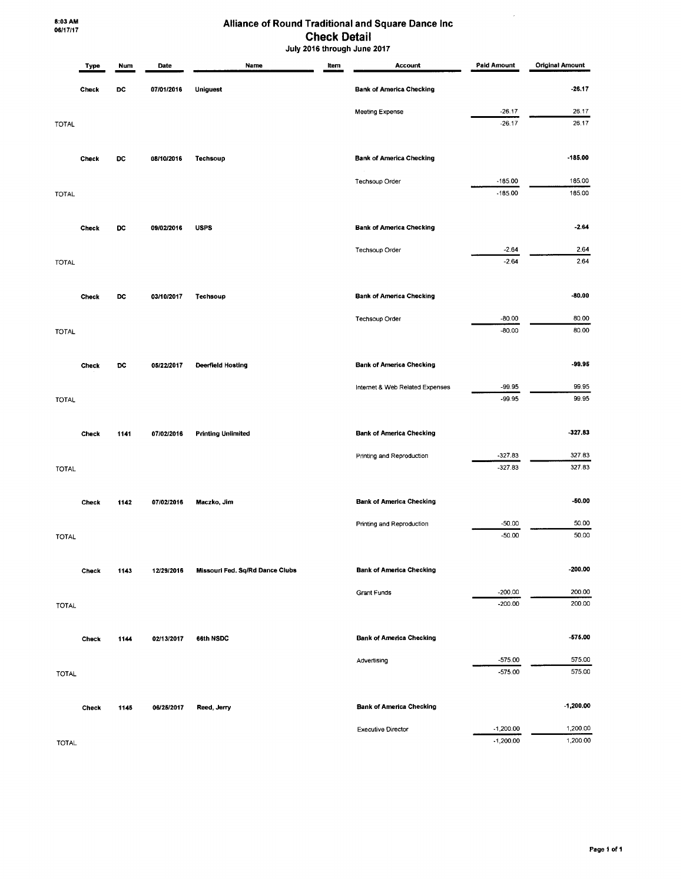8:03 AM
06/17/17

# Alliance of Round Traditional and Square Dance Inc

## Check Detail

July 2016 through June 2017

| Type | Num | Date | Name | Item | Account | Paid Amount | Original Amount |
|---|---|---|---|---|---|---|---|
| Check | DC | 07/01/2016 | Uniguest | | Bank of America Checking | | -26.17 |
| | | | | | Meeting Expense | -26.17 | 26.17 |
| TOTAL | | | | | | -26.17 | 26.17 |
| Check | DC | 08/10/2016 | Techsoup | | Bank of America Checking | | -185.00 |
| | | | | | Techsoup Order | -185.00 | 185.00 |
| TOTAL | | | | | | -185.00 | 185.00 |
| Check | DC | 09/02/2016 | USPS | | Bank of America Checking | | -2.64 |
| | | | | | Techsoup Order | -2.64 | 2.64 |
| TOTAL | | | | | | -2.64 | 2.64 |
| Check | DC | 03/10/2017 | Techsoup | | Bank of America Checking | | -80.00 |
| | | | | | Techsoup Order | -80.00 | 80.00 |
| TOTAL | | | | | | -80.00 | 80.00 |
| Check | DC | 05/22/2017 | Deerfield Hosting | | Bank of America Checking | | -99.95 |
| | | | | | Internet & Web Related Expenses | -99.95 | 99.95 |
| TOTAL | | | | | | -99.95 | 99.95 |
| Check | 1141 | 07/02/2016 | Printing Unlimited | | Bank of America Checking | | -327.83 |
| | | | | | Printing and Reproduction | -327.83 | 327.83 |
| TOTAL | | | | | | -327.83 | 327.83 |
| Check | 1142 | 07/02/2016 | Maczko, Jim | | Bank of America Checking | | -50.00 |
| | | | | | Printing and Reproduction | -50.00 | 50.00 |
| TOTAL | | | | | | -50.00 | 50.00 |
| Check | 1143 | 12/29/2016 | Missouri Fed. Sq/Rd Dance Clubs | | Bank of America Checking | | -200.00 |
| | | | | | Grant Funds | -200.00 | 200.00 |
| TOTAL | | | | | | -200.00 | 200.00 |
| Check | 1144 | 02/13/2017 | 66th NSDC | | Bank of America Checking | | -575.00 |
| | | | | | Advertising | -575.00 | 575.00 |
| TOTAL | | | | | | -575.00 | 575.00 |
| Check | 1145 | 06/25/2017 | Reed, Jerry | | Bank of America Checking | | -1,200.00 |
| | | | | | Executive Director | -1,200.00 | 1,200.00 |
| TOTAL | | | | | | -1,200.00 | 1,200.00 |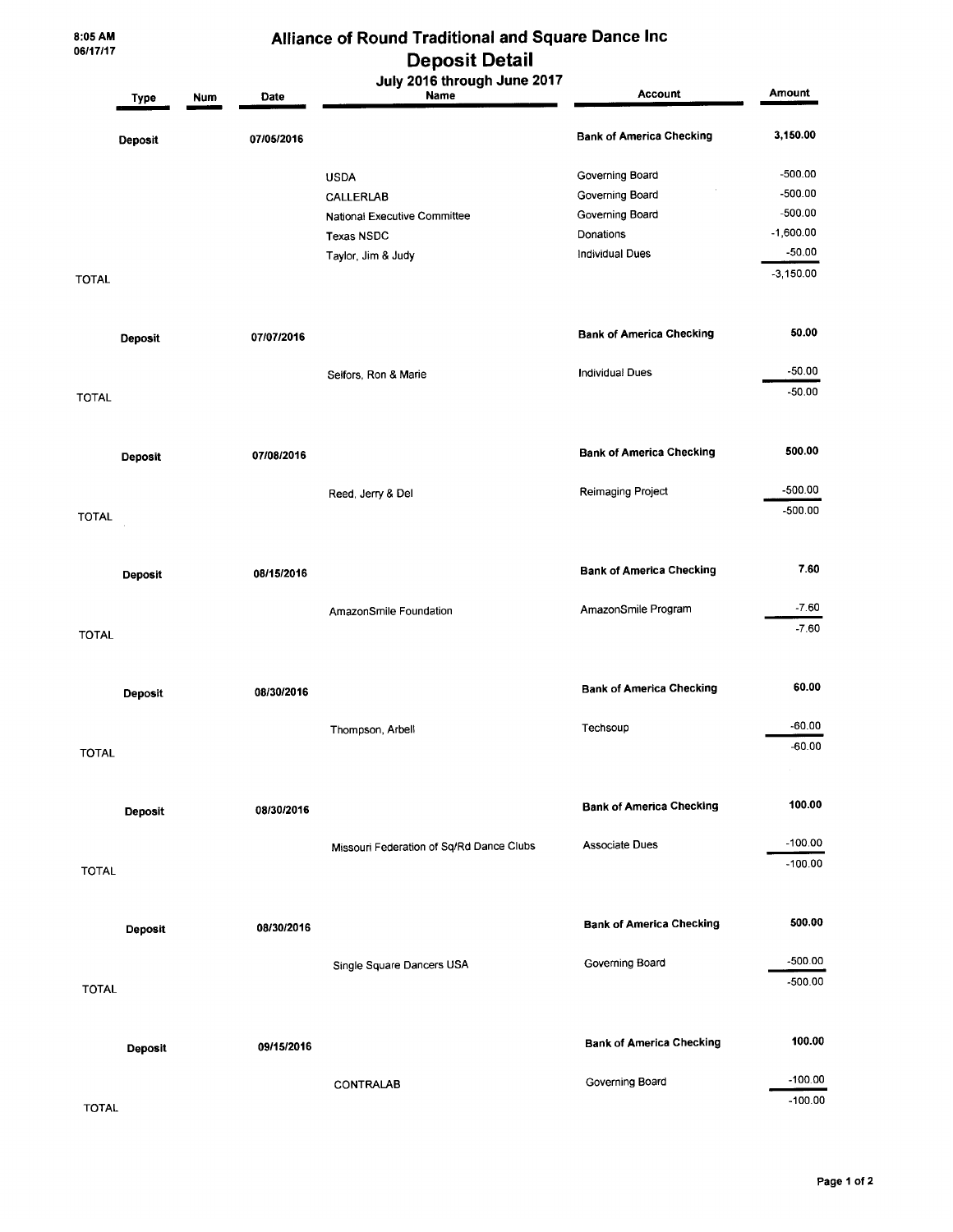# Alliance of Round Traditional and Square Dance Inc

## Deposit Detail

### July 2016 through June 2017

| Type | Num | Date | Name | Account | Amount |
|---|---|---|---|---|---|
| Deposit | | 07/05/2016 | | Bank of America Checking | 3,150.00 |
| | | | USDA | Governing Board | -500.00 |
| | | | CALLERLAB | Governing Board | -500.00 |
| | | | National Executive Committee | Governing Board | -500.00 |
| | | | Texas NSDC | Donations | -1,600.00 |
| | | | Taylor, Jim & Judy | Individual Dues | -50.00 |
| TOTAL | | | | | -3,150.00 |
| Deposit | | 07/07/2016 | | Bank of America Checking | 50.00 |
| | | | Selfors, Ron & Marie | Individual Dues | -50.00 |
| TOTAL | | | | | -50.00 |
| Deposit | | 07/08/2016 | | Bank of America Checking | 500.00 |
| | | | Reed, Jerry & Del | Reimaging Project | -500.00 |
| TOTAL | | | | | -500.00 |
| Deposit | | 08/15/2016 | | Bank of America Checking | 7.60 |
| | | | AmazonSmile Foundation | AmazonSmile Program | -7.60 |
| TOTAL | | | | | -7.60 |
| Deposit | | 08/30/2016 | | Bank of America Checking | 60.00 |
| | | | Thompson, Arbell | Techsoup | -60.00 |
| TOTAL | | | | | -60.00 |
| Deposit | | 08/30/2016 | | Bank of America Checking | 100.00 |
| | | | Missouri Federation of Sq/Rd Dance Clubs | Associate Dues | -100.00 |
| TOTAL | | | | | -100.00 |
| Deposit | | 08/30/2016 | | Bank of America Checking | 500.00 |
| | | | Single Square Dancers USA | Governing Board | -500.00 |
| TOTAL | | | | | -500.00 |
| Deposit | | 09/15/2016 | | Bank of America Checking | 100.00 |
| | | | CONTRALAB | Governing Board | -100.00 |
| TOTAL | | | | | -100.00 |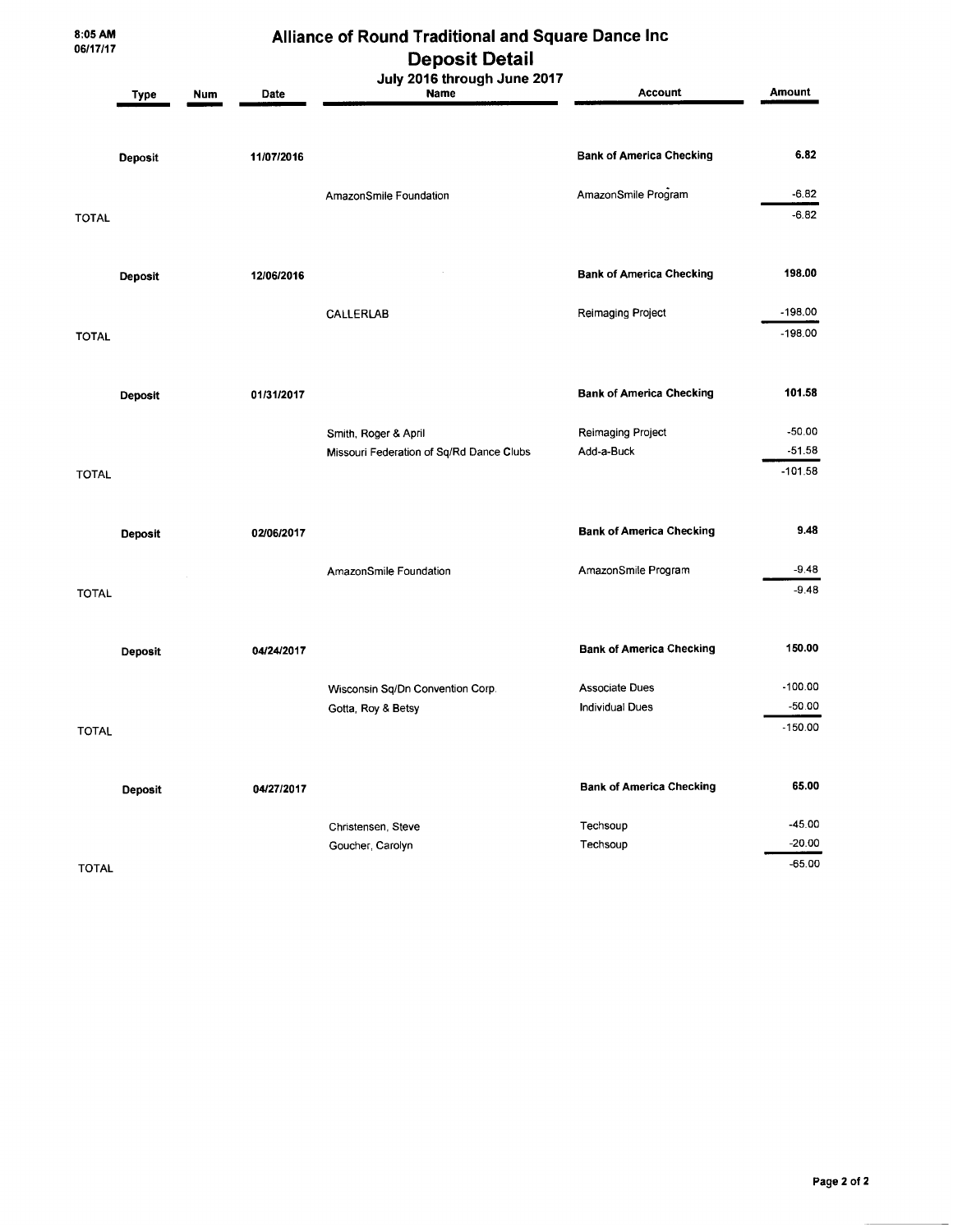# Alliance of Round Traditional and Square Dance Inc

## Deposit Detail

### July 2016 through June 2017

| | Type | Num | Date | Name | Account | Amount |
|---|---|---|---|---|---|---|
| | Deposit | | 11/07/2016 | | Bank of America Checking | 6.82 |
| | | | | AmazonSmile Foundation | AmazonSmile Program | -6.82 |
| TOTAL | | | | | | -6.82 |
| | Deposit | | 12/06/2016 | | Bank of America Checking | 198.00 |
| | | | | CALLERLAB | Reimaging Project | -198.00 |
| TOTAL | | | | | | -198.00 |
| | Deposit | | 01/31/2017 | | Bank of America Checking | 101.58 |
| | | | | Smith, Roger & April | Reimaging Project | -50.00 |
| | | | | Missouri Federation of Sq/Rd Dance Clubs | Add-a-Buck | -51.58 |
| TOTAL | | | | | | -101.58 |
| | Deposit | | 02/06/2017 | | Bank of America Checking | 9.48 |
| | | | | AmazonSmile Foundation | AmazonSmile Program | -9.48 |
| TOTAL | | | | | | -9.48 |
| | Deposit | | 04/24/2017 | | Bank of America Checking | 150.00 |
| | | | | Wisconsin Sq/Dn Convention Corp. | Associate Dues | -100.00 |
| | | | | Gotta, Roy & Betsy | Individual Dues | -50.00 |
| TOTAL | | | | | | -150.00 |
| | Deposit | | 04/27/2017 | | Bank of America Checking | 65.00 |
| | | | | Christensen, Steve | Techsoup | -45.00 |
| | | | | Goucher, Carolyn | Techsoup | -20.00 |
| TOTAL | | | | | | -65.00 |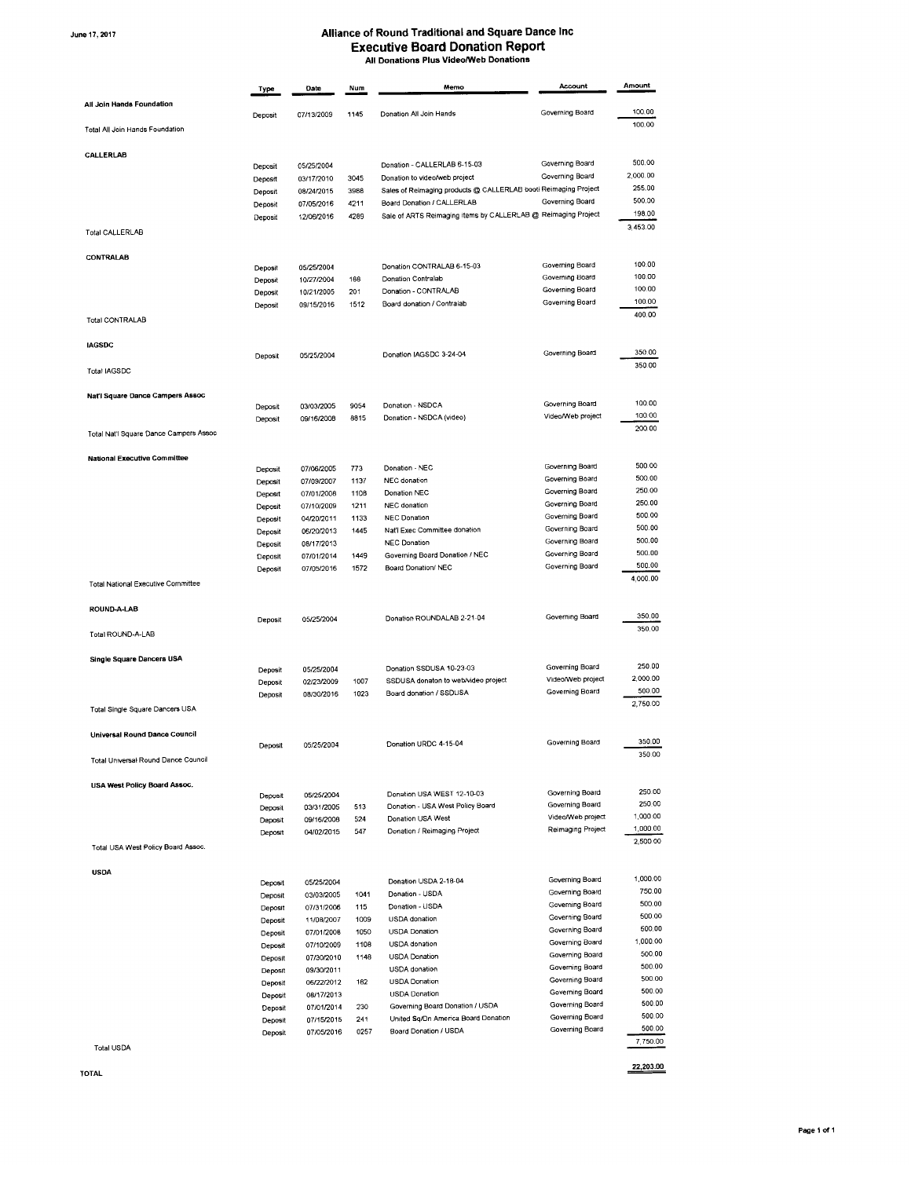June 17, 2017

# Alliance of Round Traditional and Square Dance Inc
## Executive Board Donation Report
### All Donations Plus Video/Web Donations

| | Type | Date | Num | Memo | Account | Amount |
|---|---|---|---|---|---|---|
| **All Join Hands Foundation** | | | | | | |
| | Deposit | 07/13/2009 | 1145 | Donation All Join Hands | Governing Board | 100.00 |
| Total All Join Hands Foundation | | | | | | 100.00 |
| **CALLERLAB** | | | | | | |
| | Deposit | 05/25/2004 | | Donation - CALLERLAB 6-15-03 | Governing Board | 500.00 |
| | Deposit | 03/17/2010 | 3045 | Donation to video/web project | Governing Board | 2,000.00 |
| | Deposit | 08/24/2015 | 3988 | Sales of Reimaging products @ CALLERLAB booth | Reimaging Project | 255.00 |
| | Deposit | 07/05/2016 | 4211 | Board Donation / CALLERLAB | Governing Board | 500.00 |
| | Deposit | 12/06/2016 | 4289 | Sale of ARTS Reimaging items by CALLERLAB @ | Reimaging Project | 198.00 |
| Total CALLERLAB | | | | | | 3,453.00 |
| **CONTRALAB** | | | | | | |
| | Deposit | 05/25/2004 | | Donation CONTRALAB 6-15-03 | Governing Board | 100.00 |
| | Deposit | 10/27/2004 | 188 | Donation Contralab | Governing Board | 100.00 |
| | Deposit | 10/21/2005 | 201 | Donation - CONTRALAB | Governing Board | 100.00 |
| | Deposit | 09/15/2016 | 1512 | Board donation / Contralab | Governing Board | 100.00 |
| Total CONTRALAB | | | | | | 400.00 |
| **IAGSDC** | | | | | | |
| | Deposit | 05/25/2004 | | Donation IAGSDC 3-24-04 | Governing Board | 350.00 |
| Total IAGSDC | | | | | | 350.00 |
| **Nat'l Square Dance Campers Assoc** | | | | | | |
| | Deposit | 03/03/2005 | 9054 | Donation - NSDCA | Governing Board | 100.00 |
| | Deposit | 09/16/2008 | 8815 | Donation - NSDCA (video) | Video/Web project | 100.00 |
| Total Nat'l Square Dance Campers Assoc | | | | | | 200.00 |
| **National Executive Committee** | | | | | | |
| | Deposit | 07/06/2005 | 773 | Donation - NEC | Governing Board | 500.00 |
| | Deposit | 07/09/2007 | 1137 | NEC donation | Governing Board | 500.00 |
| | Deposit | 07/01/2008 | 1108 | Donation NEC | Governing Board | 250.00 |
| | Deposit | 07/10/2009 | 1211 | NEC donation | Governing Board | 250.00 |
| | Deposit | 04/20/2011 | 1133 | NEC Donation | Governing Board | 500.00 |
| | Deposit | 06/20/2013 | 1445 | Nat'l Exec Committee donation | Governing Board | 500.00 |
| | Deposit | 08/17/2013 | | NEC Donation | Governing Board | 500.00 |
| | Deposit | 07/01/2014 | 1449 | Governing Board Donation / NEC | Governing Board | 500.00 |
| | Deposit | 07/05/2016 | 1572 | Board Donation/ NEC | Governing Board | 500.00 |
| Total National Executive Committee | | | | | | 4,000.00 |
| **ROUND-A-LAB** | | | | | | |
| | Deposit | 05/25/2004 | | Donation ROUNDALAB 2-21-04 | Governing Board | 350.00 |
| Total ROUND-A-LAB | | | | | | 350.00 |
| **Single Square Dancers USA** | | | | | | |
| | Deposit | 05/25/2004 | | Donation SSDUSA 10-23-03 | Governing Board | 250.00 |
| | Deposit | 02/23/2009 | 1007 | SSDUSA donaton to web/video project | Video/Web project | 2,000.00 |
| | Deposit | 08/30/2016 | 1023 | Board donation / SSDUSA | Governing Board | 500.00 |
| Total Single Square Dancers USA | | | | | | 2,750.00 |
| **Universal Round Dance Council** | | | | | | |
| | Deposit | 05/25/2004 | | Donation URDC 4-15-04 | Governing Board | 350.00 |
| Total Universal Round Dance Council | | | | | | 350.00 |
| **USA West Policy Board Assoc.** | | | | | | |
| | Deposit | 05/25/2004 | | Donation USA WEST 12-10-03 | Governing Board | 250.00 |
| | Deposit | 03/31/2005 | 513 | Donation - USA West Policy Board | Governing Board | 250.00 |
| | Deposit | 09/16/2008 | 524 | Donation USA West | Video/Web project | 1,000.00 |
| | Deposit | 04/02/2015 | 547 | Donation / Reimaging Project | Reimaging Project | 1,000.00 |
| Total USA West Policy Board Assoc. | | | | | | 2,500.00 |
| **USDA** | | | | | | |
| | Deposit | 05/25/2004 | | Donation USDA 2-18-04 | Governing Board | 1,000.00 |
| | Deposit | 03/03/2005 | 1041 | Donation - USDA | Governing Board | 750.00 |
| | Deposit | 07/31/2006 | 115 | Donation - USDA | Governing Board | 500.00 |
| | Deposit | 11/08/2007 | 1009 | USDA donation | Governing Board | 500.00 |
| | Deposit | 07/01/2008 | 1050 | USDA Donation | Governing Board | 500.00 |
| | Deposit | 07/10/2009 | 1108 | USDA donation | Governing Board | 1,000.00 |
| | Deposit | 07/30/2010 | 1148 | USDA Donation | Governing Board | 500.00 |
| | Deposit | 09/30/2011 | | USDA donation | Governing Board | 500.00 |
| | Deposit | 06/22/2012 | 182 | USDA Donation | Governing Board | 500.00 |
| | Deposit | 08/17/2013 | | USDA Donation | Governing Board | 500.00 |
| | Deposit | 07/01/2014 | 230 | Governing Board Donation / USDA | Governing Board | 500.00 |
| | Deposit | 07/15/2015 | 241 | United Sq/Dn America Board Donation | Governing Board | 500.00 |
| | Deposit | 07/05/2016 | 0257 | Board Donation / USDA | Governing Board | 500.00 |
| Total USDA | | | | | | 7,750.00 |
| **TOTAL** | | | | | | **22,203.00** |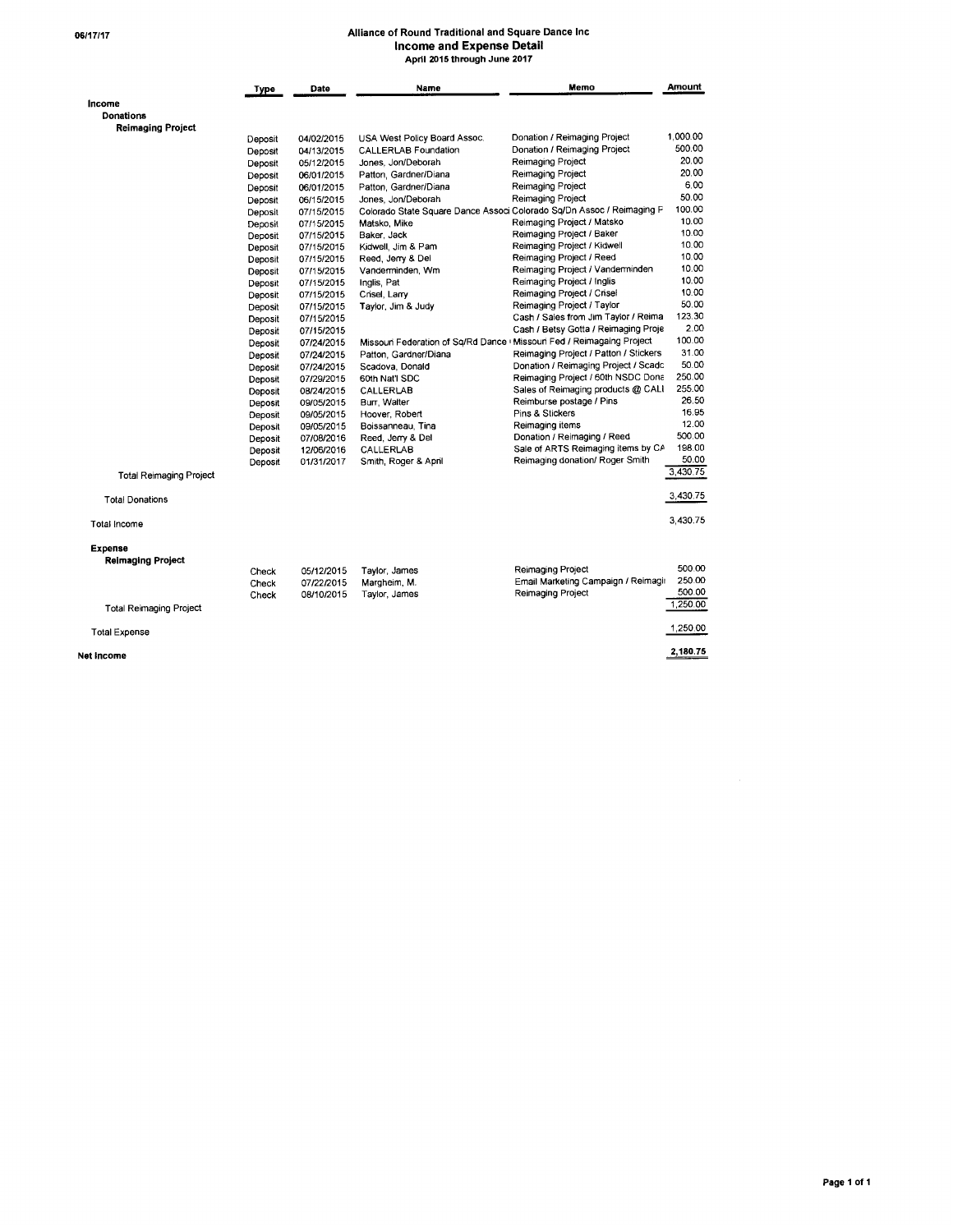06/17/17

# Alliance of Round Traditional and Square Dance Inc
## Income and Expense Detail
### April 2015 through June 2017

| | Type | Date | Name | Memo | Amount |
|---|---|---|---|---|---|
| **Income** | | | | | |
| **Donations** | | | | | |
| **Reimaging Project** | | | | | |
| | Deposit | 04/02/2015 | USA West Policy Board Assoc. | Donation / Reimaging Project | 1,000.00 |
| | Deposit | 04/13/2015 | CALLERLAB Foundation | Donation / Reimaging Project | 500.00 |
| | Deposit | 05/12/2015 | Jones, Jon/Deborah | Reimaging Project | 20.00 |
| | Deposit | 06/01/2015 | Patton, Gardner/Diana | Reimaging Project | 20.00 |
| | Deposit | 06/01/2015 | Patton, Gardner/Diana | Reimaging Project | 6.00 |
| | Deposit | 06/15/2015 | Jones, Jon/Deborah | Reimaging Project | 50.00 |
| | Deposit | 07/15/2015 | Colorado State Square Dance Associ | Colorado Sq/Dn Assoc / Reimaging P | 100.00 |
| | Deposit | 07/15/2015 | Matsko, Mike | Reimaging Project / Matsko | 10.00 |
| | Deposit | 07/15/2015 | Baker, Jack | Reimaging Project / Baker | 10.00 |
| | Deposit | 07/15/2015 | Kidwell, Jim & Pam | Reimaging Project / Kidwell | 10.00 |
| | Deposit | 07/15/2015 | Reed, Jerry & Del | Reimaging Project / Reed | 10.00 |
| | Deposit | 07/15/2015 | Vanderminden, Wm | Reimaging Project / Vanderminden | 10.00 |
| | Deposit | 07/15/2015 | Inglis, Pat | Reimaging Project / Inglis | 10.00 |
| | Deposit | 07/15/2015 | Crisel, Larry | Reimaging Project / Crisel | 10.00 |
| | Deposit | 07/15/2015 | Taylor, Jim & Judy | Reimaging Project / Taylor | 50.00 |
| | Deposit | 07/15/2015 | | Cash / Sales from Jim Taylor / Reima | 123.30 |
| | Deposit | 07/15/2015 | | Cash / Betsy Gotta / Reimaging Proje | 2.00 |
| | Deposit | 07/24/2015 | Missouri Federation of Sq/Rd Dance | Missouri Fed / Reimagaing Project | 100.00 |
| | Deposit | 07/24/2015 | Patton, Gardner/Diana | Reimaging Project / Patton / Stickers | 31.00 |
| | Deposit | 07/24/2015 | Scadova, Donald | Donation / Reimaging Project / Scadc | 50.00 |
| | Deposit | 07/29/2015 | 60th Nat'l SDC | Reimaging Project / 60th NSDC Dona | 250.00 |
| | Deposit | 08/24/2015 | CALLERLAB | Sales of Reimaging products @ CALI | 255.00 |
| | Deposit | 09/05/2015 | Burr, Walter | Reimburse postage / Pins | 26.50 |
| | Deposit | 09/05/2015 | Hoover, Robert | Pins & Stickers | 16.95 |
| | Deposit | 09/05/2015 | Boissanneau, Tina | Reimaging items | 12.00 |
| | Deposit | 07/08/2016 | Reed, Jerry & Del | Donation / Reimaging / Reed | 500.00 |
| | Deposit | 12/06/2016 | CALLERLAB | Sale of ARTS Reimaging items by CA | 198.00 |
| | Deposit | 01/31/2017 | Smith, Roger & April | Reimaging donation/ Roger Smith | 50.00 |
| Total Reimaging Project | | | | | 3,430.75 |
| Total Donations | | | | | 3,430.75 |
| Total Income | | | | | 3,430.75 |
| **Expense** | | | | | |
| **Reimaging Project** | | | | | |
| | Check | 05/12/2015 | Taylor, James | Reimaging Project | 500.00 |
| | Check | 07/22/2015 | Margheim, M. | Email Marketing Campaign / Reimagi | 250.00 |
| | Check | 08/10/2015 | Taylor, James | Reimaging Project | 500.00 |
| Total Reimaging Project | | | | | 1,250.00 |
| Total Expense | | | | | 1,250.00 |
| **Net Income** | | | | | **2,180.75** |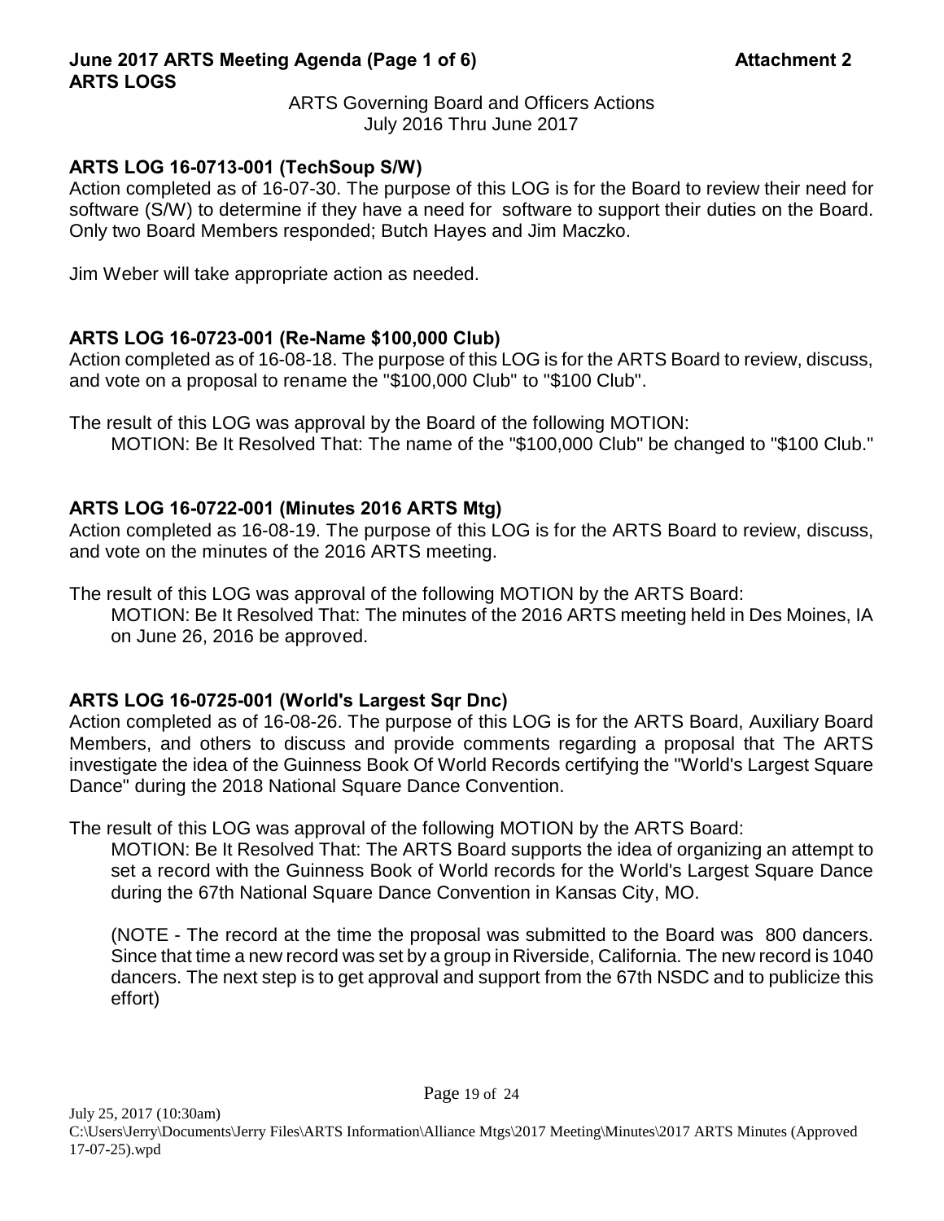**June 2017 ARTS Meeting Agenda (Page 1 of 6)** **Attachment 2**
**ARTS LOGS**

ARTS Governing Board and Officers Actions
July 2016 Thru June 2017

### ARTS LOG 16-0713-001 (TechSoup S/W)

Action completed as of 16-07-30. The purpose of this LOG is for the Board to review their need for software (S/W) to determine if they have a need for software to support their duties on the Board. Only two Board Members responded; Butch Hayes and Jim Maczko.

Jim Weber will take appropriate action as needed.

### ARTS LOG 16-0723-001 (Re-Name $100,000 Club)

Action completed as of 16-08-18. The purpose of this LOG is for the ARTS Board to review, discuss, and vote on a proposal to rename the "$100,000 Club" to "$100 Club".

The result of this LOG was approval by the Board of the following MOTION:

> MOTION: Be It Resolved That: The name of the "$100,000 Club" be changed to "$100 Club."

### ARTS LOG 16-0722-001 (Minutes 2016 ARTS Mtg)

Action completed as 16-08-19. The purpose of this LOG is for the ARTS Board to review, discuss, and vote on the minutes of the 2016 ARTS meeting.

The result of this LOG was approval of the following MOTION by the ARTS Board:

> MOTION: Be It Resolved That: The minutes of the 2016 ARTS meeting held in Des Moines, IA on June 26, 2016 be approved.

### ARTS LOG 16-0725-001 (World's Largest Sqr Dnc)

Action completed as of 16-08-26. The purpose of this LOG is for the ARTS Board, Auxiliary Board Members, and others to discuss and provide comments regarding a proposal that The ARTS investigate the idea of the Guinness Book Of World Records certifying the "World's Largest Square Dance" during the 2018 National Square Dance Convention.

The result of this LOG was approval of the following MOTION by the ARTS Board:

> MOTION: Be It Resolved That: The ARTS Board supports the idea of organizing an attempt to set a record with the Guinness Book of World records for the World's Largest Square Dance during the 67th National Square Dance Convention in Kansas City, MO.
>
> (NOTE - The record at the time the proposal was submitted to the Board was 800 dancers. Since that time a new record was set by a group in Riverside, California. The new record is 1040 dancers. The next step is to get approval and support from the 67th NSDC and to publicize this effort)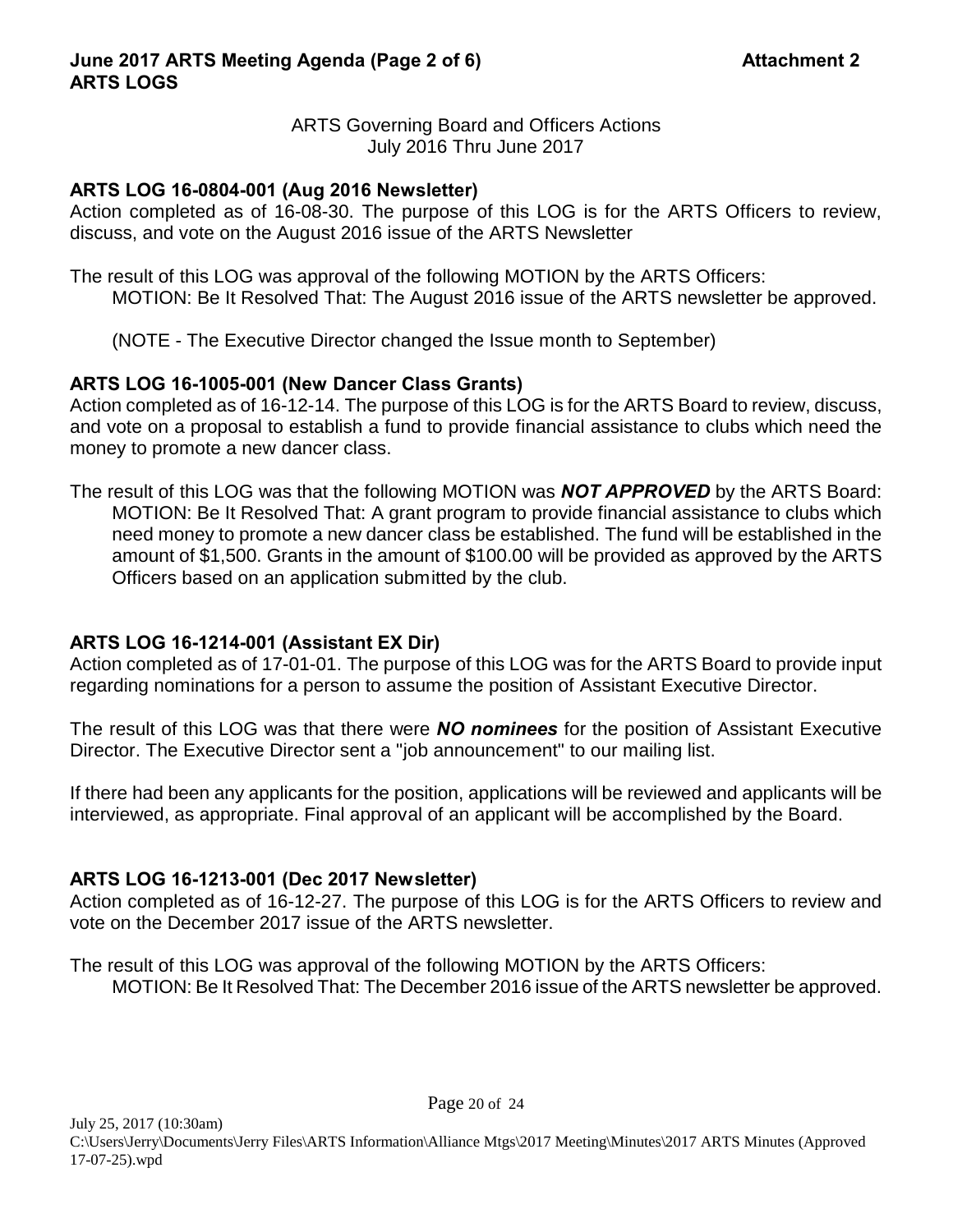**June 2017 ARTS Meeting Agenda (Page 2 of 6) Attachment 2**
**ARTS LOGS**

ARTS Governing Board and Officers Actions
July 2016 Thru June 2017

### ARTS LOG 16-0804-001 (Aug 2016 Newsletter)

Action completed as of 16-08-30. The purpose of this LOG is for the ARTS Officers to review, discuss, and vote on the August 2016 issue of the ARTS Newsletter

The result of this LOG was approval of the following MOTION by the ARTS Officers:

MOTION: Be It Resolved That: The August 2016 issue of the ARTS newsletter be approved.

(NOTE - The Executive Director changed the Issue month to September)

### ARTS LOG 16-1005-001 (New Dancer Class Grants)

Action completed as of 16-12-14. The purpose of this LOG is for the ARTS Board to review, discuss, and vote on a proposal to establish a fund to provide financial assistance to clubs which need the money to promote a new dancer class.

The result of this LOG was that the following MOTION was ***NOT APPROVED*** by the ARTS Board:

MOTION: Be It Resolved That: A grant program to provide financial assistance to clubs which need money to promote a new dancer class be established. The fund will be established in the amount of $1,500. Grants in the amount of $100.00 will be provided as approved by the ARTS Officers based on an application submitted by the club.

### ARTS LOG 16-1214-001 (Assistant EX Dir)

Action completed as of 17-01-01. The purpose of this LOG was for the ARTS Board to provide input regarding nominations for a person to assume the position of Assistant Executive Director.

The result of this LOG was that there were ***NO nominees*** for the position of Assistant Executive Director. The Executive Director sent a "job announcement" to our mailing list.

If there had been any applicants for the position, applications will be reviewed and applicants will be interviewed, as appropriate. Final approval of an applicant will be accomplished by the Board.

### ARTS LOG 16-1213-001 (Dec 2017 Newsletter)

Action completed as of 16-12-27. The purpose of this LOG is for the ARTS Officers to review and vote on the December 2017 issue of the ARTS newsletter.

The result of this LOG was approval of the following MOTION by the ARTS Officers:

MOTION: Be It Resolved That: The December 2016 issue of the ARTS newsletter be approved.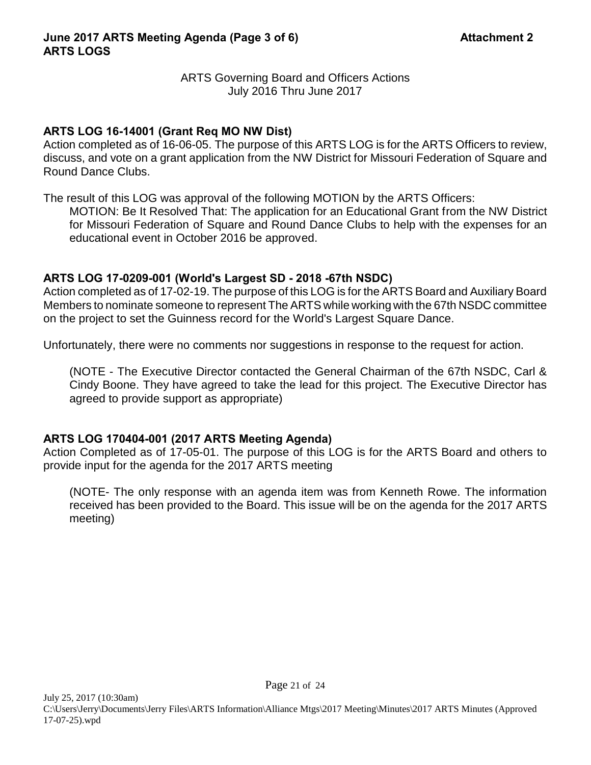**June 2017 ARTS Meeting Agenda (Page 3 of 6)** **Attachment 2**
**ARTS LOGS**

ARTS Governing Board and Officers Actions
July 2016 Thru June 2017

### ARTS LOG 16-14001 (Grant Req MO NW Dist)

Action completed as of 16-06-05. The purpose of this ARTS LOG is for the ARTS Officers to review, discuss, and vote on a grant application from the NW District for Missouri Federation of Square and Round Dance Clubs.

The result of this LOG was approval of the following MOTION by the ARTS Officers:

> MOTION: Be It Resolved That: The application for an Educational Grant from the NW District for Missouri Federation of Square and Round Dance Clubs to help with the expenses for an educational event in October 2016 be approved.

### ARTS LOG 17-0209-001 (World's Largest SD - 2018 -67th NSDC)

Action completed as of 17-02-19. The purpose of this LOG is for the ARTS Board and Auxiliary Board Members to nominate someone to represent The ARTS while working with the 67th NSDC committee on the project to set the Guinness record for the World's Largest Square Dance.

Unfortunately, there were no comments nor suggestions in response to the request for action.

> (NOTE - The Executive Director contacted the General Chairman of the 67th NSDC, Carl & Cindy Boone. They have agreed to take the lead for this project. The Executive Director has agreed to provide support as appropriate)

### ARTS LOG 170404-001 (2017 ARTS Meeting Agenda)

Action Completed as of 17-05-01. The purpose of this LOG is for the ARTS Board and others to provide input for the agenda for the 2017 ARTS meeting

> (NOTE- The only response with an agenda item was from Kenneth Rowe. The information received has been provided to the Board. This issue will be on the agenda for the 2017 ARTS meeting)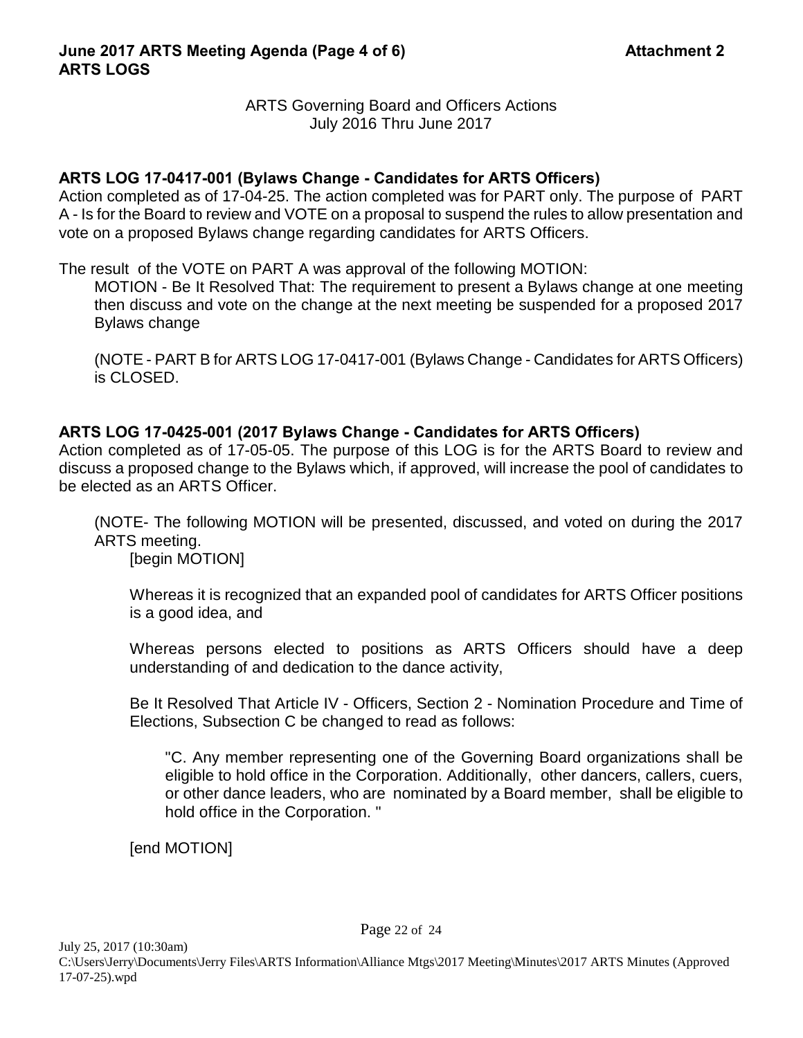**June 2017 ARTS Meeting Agenda (Page 4 of 6) Attachment 2**
**ARTS LOGS**

ARTS Governing Board and Officers Actions
July 2016 Thru June 2017

### ARTS LOG 17-0417-001 (Bylaws Change - Candidates for ARTS Officers)

Action completed as of 17-04-25. The action completed was for PART only. The purpose of PART A - Is for the Board to review and VOTE on a proposal to suspend the rules to allow presentation and vote on a proposed Bylaws change regarding candidates for ARTS Officers.

The result of the VOTE on PART A was approval of the following MOTION:

> MOTION - Be It Resolved That: The requirement to present a Bylaws change at one meeting then discuss and vote on the change at the next meeting be suspended for a proposed 2017 Bylaws change
>
> (NOTE - PART B for ARTS LOG 17-0417-001 (Bylaws Change - Candidates for ARTS Officers) is CLOSED.

### ARTS LOG 17-0425-001 (2017 Bylaws Change - Candidates for ARTS Officers)

Action completed as of 17-05-05. The purpose of this LOG is for the ARTS Board to review and discuss a proposed change to the Bylaws which, if approved, will increase the pool of candidates to be elected as an ARTS Officer.

> (NOTE- The following MOTION will be presented, discussed, and voted on during the 2017 ARTS meeting.
>
> [begin MOTION]
>
> Whereas it is recognized that an expanded pool of candidates for ARTS Officer positions is a good idea, and
>
> Whereas persons elected to positions as ARTS Officers should have a deep understanding of and dedication to the dance activity,
>
> Be It Resolved That Article IV - Officers, Section 2 - Nomination Procedure and Time of Elections, Subsection C be changed to read as follows:
>
> > "C. Any member representing one of the Governing Board organizations shall be eligible to hold office in the Corporation. Additionally, other dancers, callers, cuers, or other dance leaders, who are nominated by a Board member, shall be eligible to hold office in the Corporation. "
>
> [end MOTION]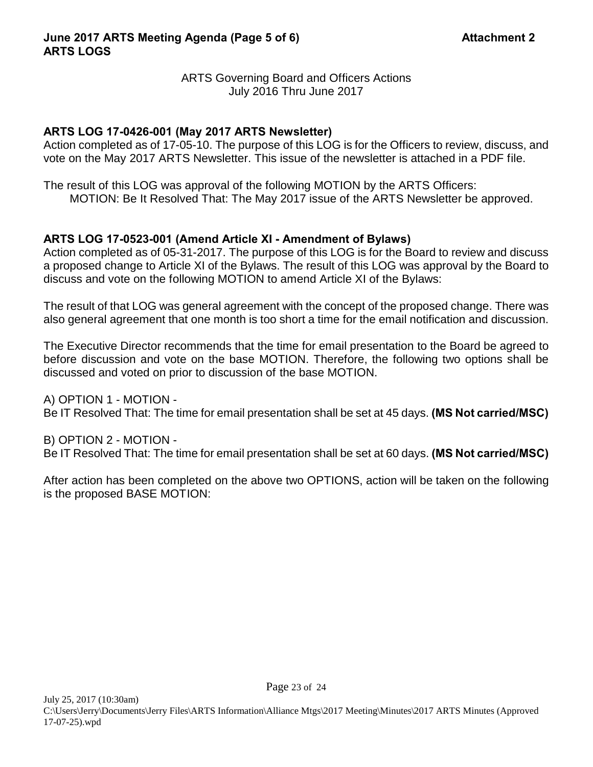**June 2017 ARTS Meeting Agenda (Page 5 of 6)** **Attachment 2**
**ARTS LOGS**

ARTS Governing Board and Officers Actions
July 2016 Thru June 2017

### ARTS LOG 17-0426-001 (May 2017 ARTS Newsletter)

Action completed as of 17-05-10. The purpose of this LOG is for the Officers to review, discuss, and vote on the May 2017 ARTS Newsletter. This issue of the newsletter is attached in a PDF file.

The result of this LOG was approval of the following MOTION by the ARTS Officers:

MOTION: Be It Resolved That: The May 2017 issue of the ARTS Newsletter be approved.

### ARTS LOG 17-0523-001 (Amend Article XI - Amendment of Bylaws)

Action completed as of 05-31-2017. The purpose of this LOG is for the Board to review and discuss a proposed change to Article XI of the Bylaws. The result of this LOG was approval by the Board to discuss and vote on the following MOTION to amend Article XI of the Bylaws:

The result of that LOG was general agreement with the concept of the proposed change. There was also general agreement that one month is too short a time for the email notification and discussion.

The Executive Director recommends that the time for email presentation to the Board be agreed to before discussion and vote on the base MOTION. Therefore, the following two options shall be discussed and voted on prior to discussion of the base MOTION.

A) OPTION 1 - MOTION -
Be IT Resolved That: The time for email presentation shall be set at 45 days. **(MS Not carried/MSC)**

B) OPTION 2 - MOTION -
Be IT Resolved That: The time for email presentation shall be set at 60 days. **(MS Not carried/MSC)**

After action has been completed on the above two OPTIONS, action will be taken on the following is the proposed BASE MOTION: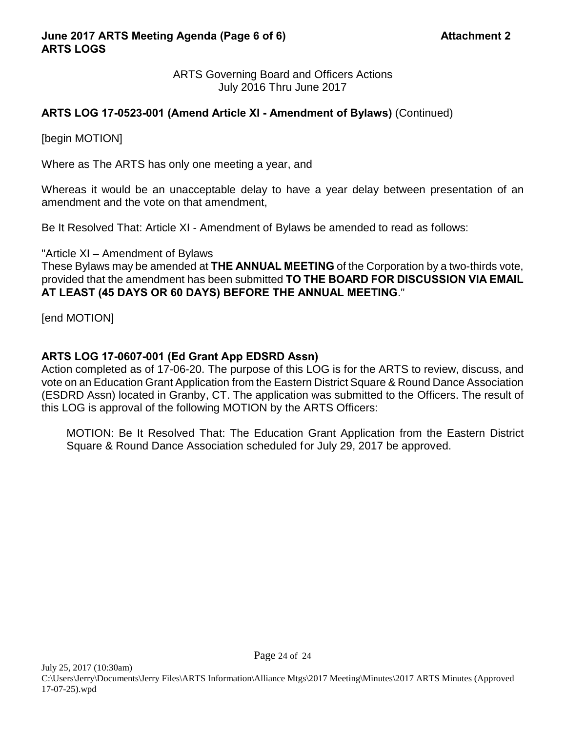**June 2017 ARTS Meeting Agenda (Page 6 of 6)** **Attachment 2**
**ARTS LOGS**

ARTS Governing Board and Officers Actions
July 2016 Thru June 2017

**ARTS LOG 17-0523-001 (Amend Article XI - Amendment of Bylaws)** (Continued)

[begin MOTION]

Where as The ARTS has only one meeting a year, and

Whereas it would be an unacceptable delay to have a year delay between presentation of an amendment and the vote on that amendment,

Be It Resolved That: Article XI - Amendment of Bylaws be amended to read as follows:

"Article XI – Amendment of Bylaws
These Bylaws may be amended at **THE ANNUAL MEETING** of the Corporation by a two-thirds vote, provided that the amendment has been submitted **TO THE BOARD FOR DISCUSSION VIA EMAIL AT LEAST (45 DAYS OR 60 DAYS) BEFORE THE ANNUAL MEETING**."

[end MOTION]

**ARTS LOG 17-0607-001 (Ed Grant App EDSRD Assn)**
Action completed as of 17-06-20. The purpose of this LOG is for the ARTS to review, discuss, and vote on an Education Grant Application from the Eastern District Square & Round Dance Association (ESDRD Assn) located in Granby, CT. The application was submitted to the Officers. The result of this LOG is approval of the following MOTION by the ARTS Officers:

> MOTION: Be It Resolved That: The Education Grant Application from the Eastern District Square & Round Dance Association scheduled for July 29, 2017 be approved.

July 25, 2017 (10:30am)
C:\Users\Jerry\Documents\Jerry Files\ARTS Information\Alliance Mtgs\2017 Meeting\Minutes\2017 ARTS Minutes (Approved 17-07-25).wpd